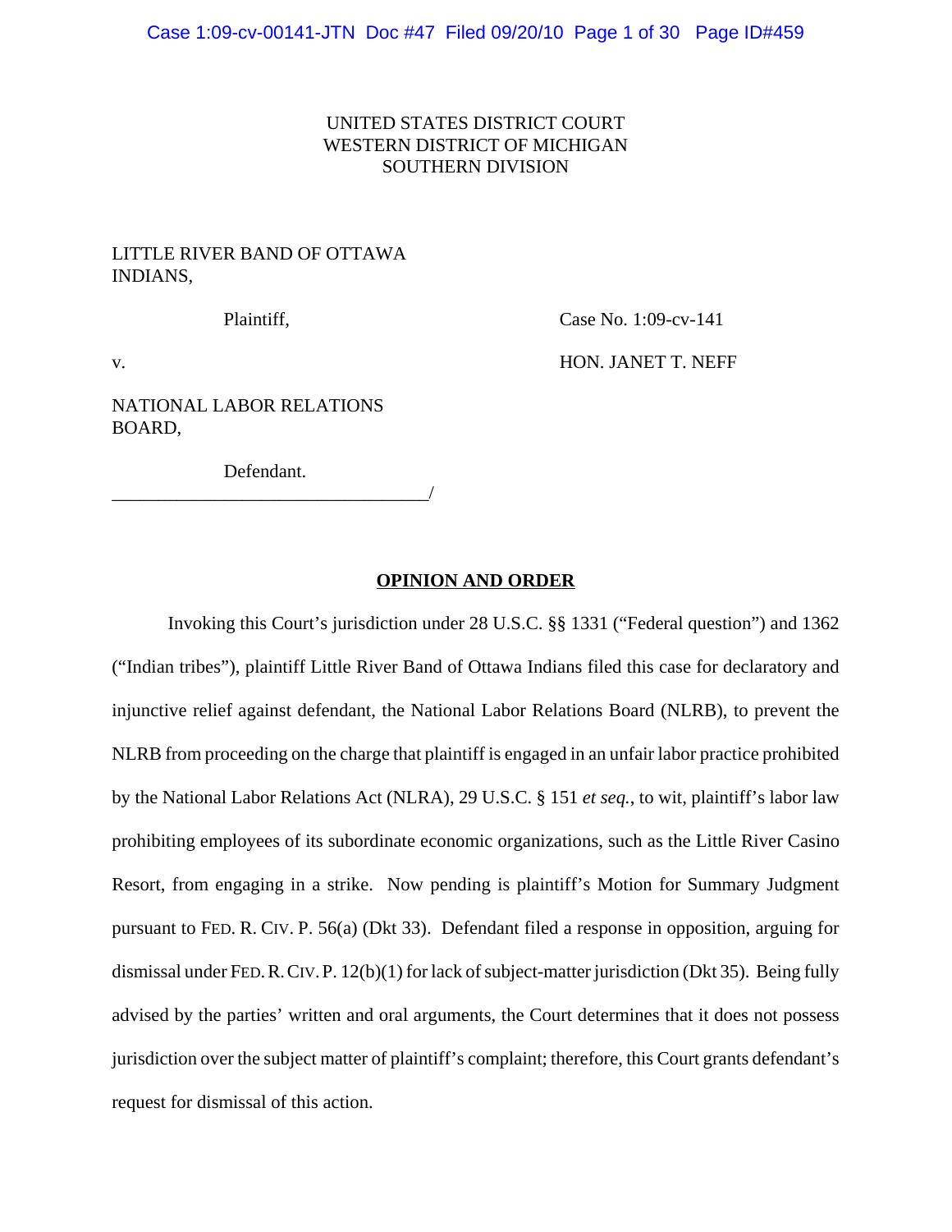UNITED STATES DISTRICT COURT
WESTERN DISTRICT OF MICHIGAN
SOUTHERN DIVISION

LITTLE RIVER BAND OF OTTAWA INDIANS,

Plaintiff,

v.

NATIONAL LABOR RELATIONS BOARD,

Defendant.

Case No. 1:09-cv-141

HON. JANET T. NEFF

______________________________/

## OPINION AND ORDER

Invoking this Court's jurisdiction under 28 U.S.C. §§ 1331 ("Federal question") and 1362 ("Indian tribes"), plaintiff Little River Band of Ottawa Indians filed this case for declaratory and injunctive relief against defendant, the National Labor Relations Board (NLRB), to prevent the NLRB from proceeding on the charge that plaintiff is engaged in an unfair labor practice prohibited by the National Labor Relations Act (NLRA), 29 U.S.C. § 151 *et seq.*, to wit, plaintiff's labor law prohibiting employees of its subordinate economic organizations, such as the Little River Casino Resort, from engaging in a strike. Now pending is plaintiff's Motion for Summary Judgment pursuant to FED. R. CIV. P. 56(a) (Dkt 33). Defendant filed a response in opposition, arguing for dismissal under FED. R. CIV. P. 12(b)(1) for lack of subject-matter jurisdiction (Dkt 35). Being fully advised by the parties' written and oral arguments, the Court determines that it does not possess jurisdiction over the subject matter of plaintiff's complaint; therefore, this Court grants defendant's request for dismissal of this action.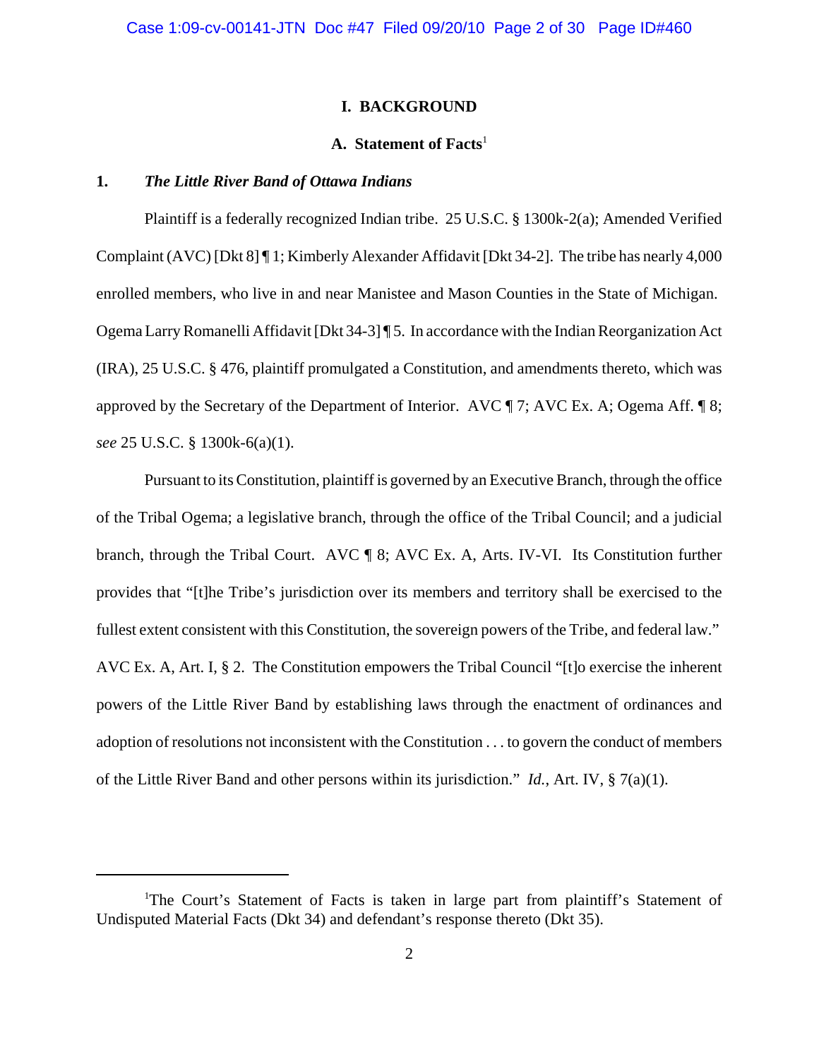## I. BACKGROUND

### A. Statement of Facts[1]

**1. *The Little River Band of Ottawa Indians***

Plaintiff is a federally recognized Indian tribe. 25 U.S.C. § 1300k-2(a); Amended Verified Complaint (AVC) [Dkt 8] ¶ 1; Kimberly Alexander Affidavit [Dkt 34-2]. The tribe has nearly 4,000 enrolled members, who live in and near Manistee and Mason Counties in the State of Michigan. Ogema Larry Romanelli Affidavit [Dkt 34-3] ¶ 5. In accordance with the Indian Reorganization Act (IRA), 25 U.S.C. § 476, plaintiff promulgated a Constitution, and amendments thereto, which was approved by the Secretary of the Department of Interior. AVC ¶ 7; AVC Ex. A; Ogema Aff. ¶ 8; *see* 25 U.S.C. § 1300k-6(a)(1).

Pursuant to its Constitution, plaintiff is governed by an Executive Branch, through the office of the Tribal Ogema; a legislative branch, through the office of the Tribal Council; and a judicial branch, through the Tribal Court. AVC ¶ 8; AVC Ex. A, Arts. IV-VI. Its Constitution further provides that "[t]he Tribe's jurisdiction over its members and territory shall be exercised to the fullest extent consistent with this Constitution, the sovereign powers of the Tribe, and federal law." AVC Ex. A, Art. I, § 2. The Constitution empowers the Tribal Council "[t]o exercise the inherent powers of the Little River Band by establishing laws through the enactment of ordinances and adoption of resolutions not inconsistent with the Constitution . . . to govern the conduct of members of the Little River Band and other persons within its jurisdiction." *Id.*, Art. IV, § 7(a)(1).

---

[1] The Court's Statement of Facts is taken in large part from plaintiff's Statement of Undisputed Material Facts (Dkt 34) and defendant's response thereto (Dkt 35).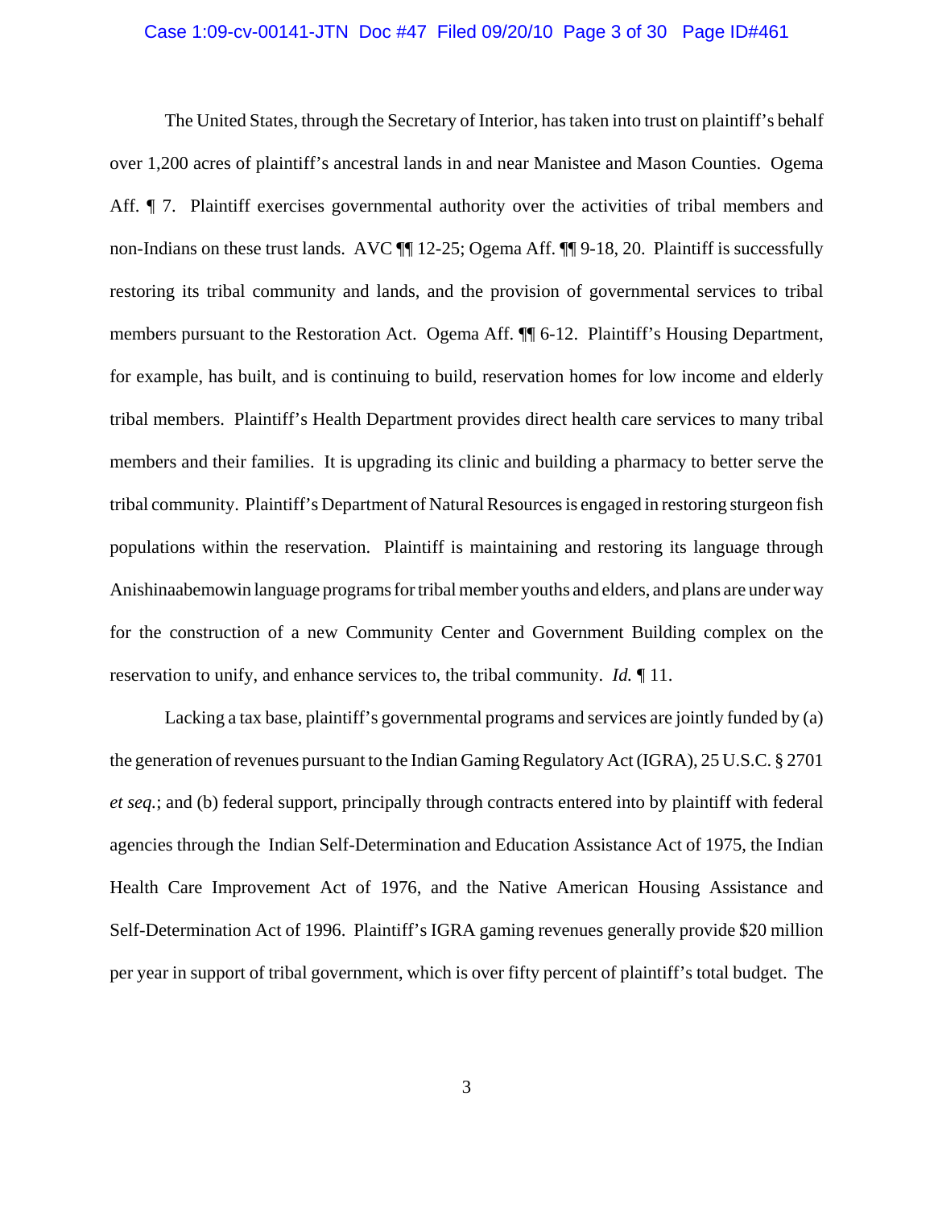The United States, through the Secretary of Interior, has taken into trust on plaintiff's behalf over 1,200 acres of plaintiff's ancestral lands in and near Manistee and Mason Counties. Ogema Aff. ¶ 7. Plaintiff exercises governmental authority over the activities of tribal members and non-Indians on these trust lands. AVC ¶¶ 12-25; Ogema Aff. ¶¶ 9-18, 20. Plaintiff is successfully restoring its tribal community and lands, and the provision of governmental services to tribal members pursuant to the Restoration Act. Ogema Aff. ¶¶ 6-12. Plaintiff's Housing Department, for example, has built, and is continuing to build, reservation homes for low income and elderly tribal members. Plaintiff's Health Department provides direct health care services to many tribal members and their families. It is upgrading its clinic and building a pharmacy to better serve the tribal community. Plaintiff's Department of Natural Resources is engaged in restoring sturgeon fish populations within the reservation. Plaintiff is maintaining and restoring its language through Anishinaabemowin language programs for tribal member youths and elders, and plans are under way for the construction of a new Community Center and Government Building complex on the reservation to unify, and enhance services to, the tribal community. *Id.* ¶ 11.

Lacking a tax base, plaintiff's governmental programs and services are jointly funded by (a) the generation of revenues pursuant to the Indian Gaming Regulatory Act (IGRA), 25 U.S.C. § 2701 *et seq.*; and (b) federal support, principally through contracts entered into by plaintiff with federal agencies through the Indian Self-Determination and Education Assistance Act of 1975, the Indian Health Care Improvement Act of 1976, and the Native American Housing Assistance and Self-Determination Act of 1996. Plaintiff's IGRA gaming revenues generally provide $20 million per year in support of tribal government, which is over fifty percent of plaintiff's total budget. The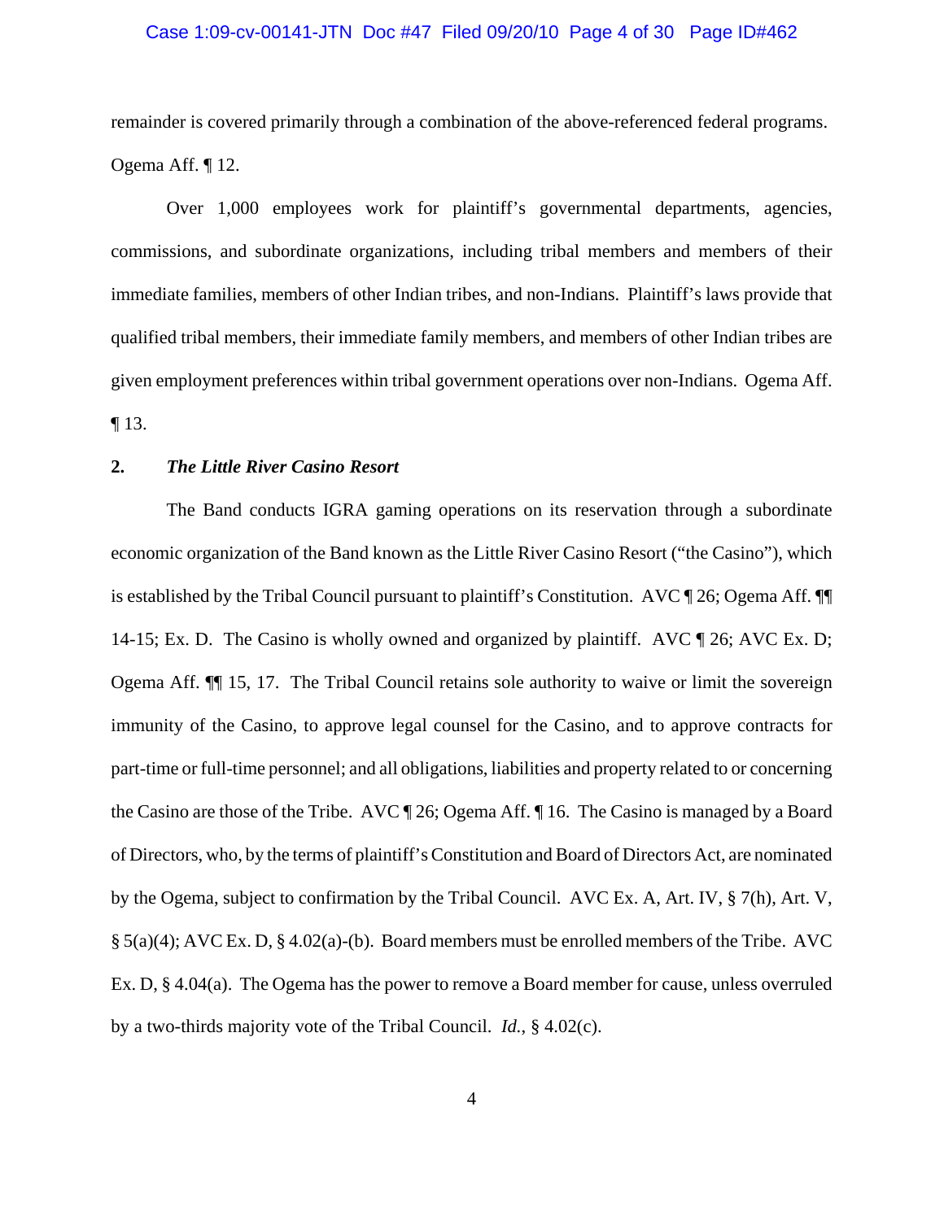remainder is covered primarily through a combination of the above-referenced federal programs. Ogema Aff. ¶ 12.

Over 1,000 employees work for plaintiff's governmental departments, agencies, commissions, and subordinate organizations, including tribal members and members of their immediate families, members of other Indian tribes, and non-Indians. Plaintiff's laws provide that qualified tribal members, their immediate family members, and members of other Indian tribes are given employment preferences within tribal government operations over non-Indians. Ogema Aff. ¶ 13.

### 2. *The Little River Casino Resort*

The Band conducts IGRA gaming operations on its reservation through a subordinate economic organization of the Band known as the Little River Casino Resort ("the Casino"), which is established by the Tribal Council pursuant to plaintiff's Constitution. AVC ¶ 26; Ogema Aff. ¶¶ 14-15; Ex. D. The Casino is wholly owned and organized by plaintiff. AVC ¶ 26; AVC Ex. D; Ogema Aff. ¶¶ 15, 17. The Tribal Council retains sole authority to waive or limit the sovereign immunity of the Casino, to approve legal counsel for the Casino, and to approve contracts for part-time or full-time personnel; and all obligations, liabilities and property related to or concerning the Casino are those of the Tribe. AVC ¶ 26; Ogema Aff. ¶ 16. The Casino is managed by a Board of Directors, who, by the terms of plaintiff's Constitution and Board of Directors Act, are nominated by the Ogema, subject to confirmation by the Tribal Council. AVC Ex. A, Art. IV, § 7(h), Art. V, § 5(a)(4); AVC Ex. D, § 4.02(a)-(b). Board members must be enrolled members of the Tribe. AVC Ex. D, § 4.04(a). The Ogema has the power to remove a Board member for cause, unless overruled by a two-thirds majority vote of the Tribal Council. *Id.*, § 4.02(c).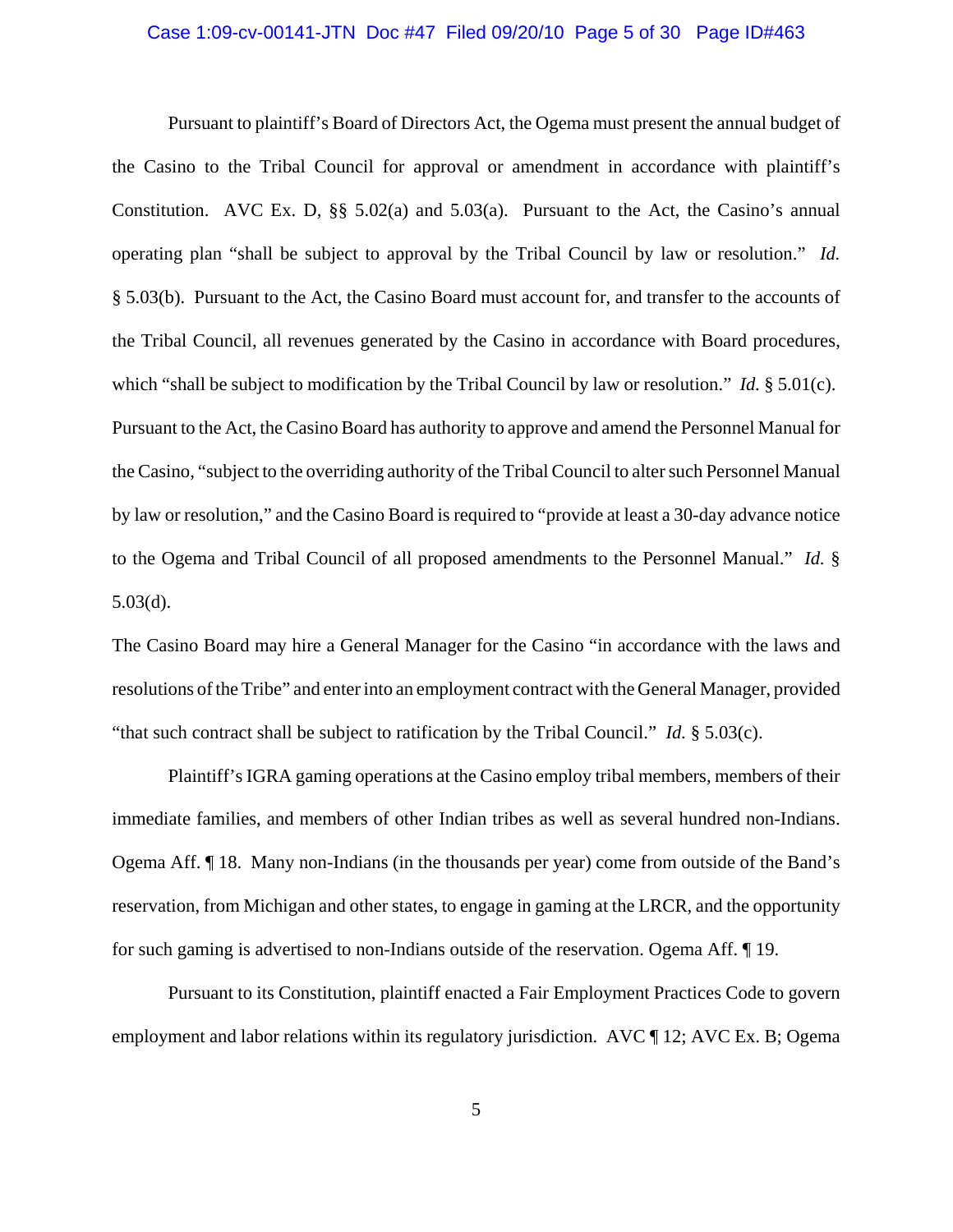Pursuant to plaintiff's Board of Directors Act, the Ogema must present the annual budget of the Casino to the Tribal Council for approval or amendment in accordance with plaintiff's Constitution. AVC Ex. D, §§ 5.02(a) and 5.03(a). Pursuant to the Act, the Casino's annual operating plan "shall be subject to approval by the Tribal Council by law or resolution." *Id.* § 5.03(b). Pursuant to the Act, the Casino Board must account for, and transfer to the accounts of the Tribal Council, all revenues generated by the Casino in accordance with Board procedures, which "shall be subject to modification by the Tribal Council by law or resolution." *Id.* § 5.01(c). Pursuant to the Act, the Casino Board has authority to approve and amend the Personnel Manual for the Casino, "subject to the overriding authority of the Tribal Council to alter such Personnel Manual by law or resolution," and the Casino Board is required to "provide at least a 30-day advance notice to the Ogema and Tribal Council of all proposed amendments to the Personnel Manual." *Id.* § 5.03(d).

The Casino Board may hire a General Manager for the Casino "in accordance with the laws and resolutions of the Tribe" and enter into an employment contract with the General Manager, provided "that such contract shall be subject to ratification by the Tribal Council." *Id.* § 5.03(c).

Plaintiff's IGRA gaming operations at the Casino employ tribal members, members of their immediate families, and members of other Indian tribes as well as several hundred non-Indians. Ogema Aff. ¶ 18. Many non-Indians (in the thousands per year) come from outside of the Band's reservation, from Michigan and other states, to engage in gaming at the LRCR, and the opportunity for such gaming is advertised to non-Indians outside of the reservation. Ogema Aff. ¶ 19.

Pursuant to its Constitution, plaintiff enacted a Fair Employment Practices Code to govern employment and labor relations within its regulatory jurisdiction. AVC ¶ 12; AVC Ex. B; Ogema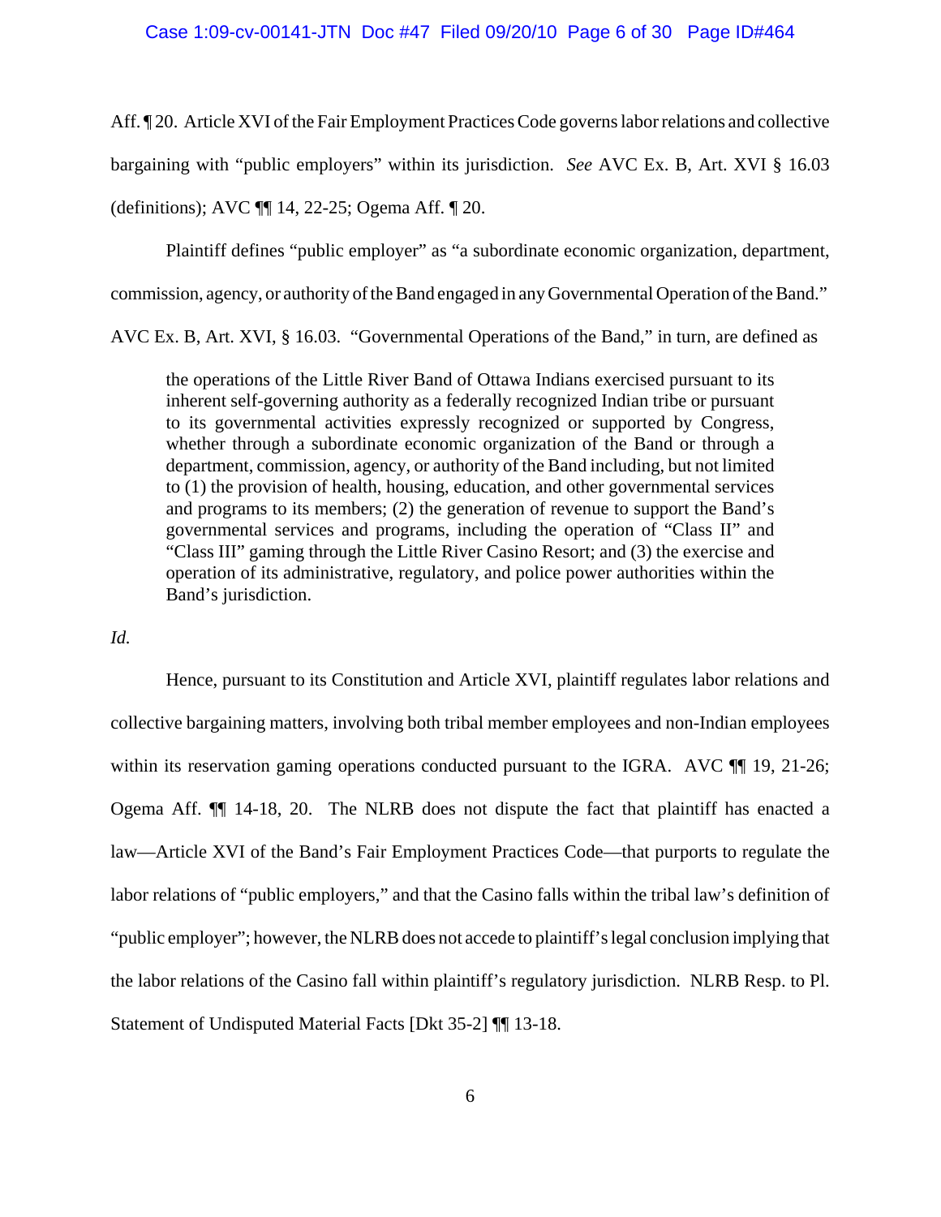Aff. ¶ 20. Article XVI of the Fair Employment Practices Code governs labor relations and collective bargaining with "public employers" within its jurisdiction. *See* AVC Ex. B, Art. XVI § 16.03 (definitions); AVC ¶¶ 14, 22-25; Ogema Aff. ¶ 20.

Plaintiff defines "public employer" as "a subordinate economic organization, department, commission, agency, or authority of the Band engaged in any Governmental Operation of the Band." AVC Ex. B, Art. XVI, § 16.03. "Governmental Operations of the Band," in turn, are defined as

> the operations of the Little River Band of Ottawa Indians exercised pursuant to its inherent self-governing authority as a federally recognized Indian tribe or pursuant to its governmental activities expressly recognized or supported by Congress, whether through a subordinate economic organization of the Band or through a department, commission, agency, or authority of the Band including, but not limited to (1) the provision of health, housing, education, and other governmental services and programs to its members; (2) the generation of revenue to support the Band's governmental services and programs, including the operation of "Class II" and "Class III" gaming through the Little River Casino Resort; and (3) the exercise and operation of its administrative, regulatory, and police power authorities within the Band's jurisdiction.

*Id.*

Hence, pursuant to its Constitution and Article XVI, plaintiff regulates labor relations and collective bargaining matters, involving both tribal member employees and non-Indian employees within its reservation gaming operations conducted pursuant to the IGRA. AVC ¶¶ 19, 21-26; Ogema Aff. ¶¶ 14-18, 20. The NLRB does not dispute the fact that plaintiff has enacted a law—Article XVI of the Band's Fair Employment Practices Code—that purports to regulate the labor relations of "public employers," and that the Casino falls within the tribal law's definition of "public employer"; however, the NLRB does not accede to plaintiff's legal conclusion implying that the labor relations of the Casino fall within plaintiff's regulatory jurisdiction. NLRB Resp. to Pl. Statement of Undisputed Material Facts [Dkt 35-2] ¶¶ 13-18.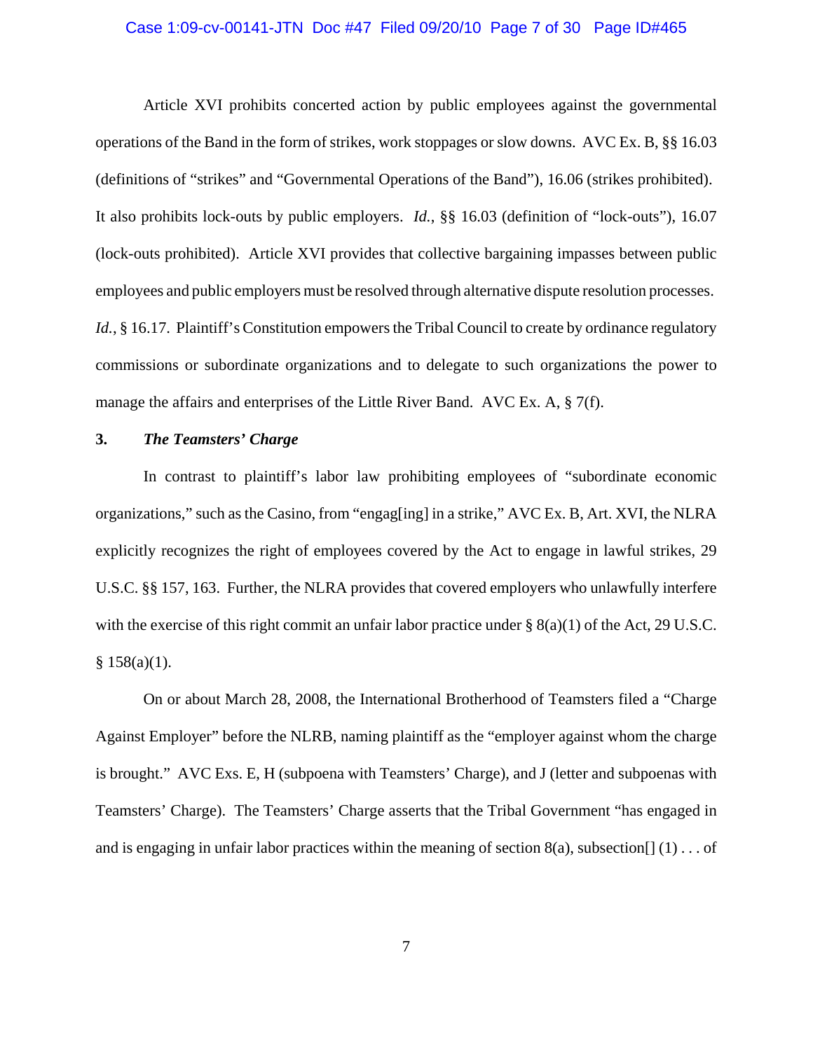Article XVI prohibits concerted action by public employees against the governmental operations of the Band in the form of strikes, work stoppages or slow downs. AVC Ex. B, §§ 16.03 (definitions of "strikes" and "Governmental Operations of the Band"), 16.06 (strikes prohibited). It also prohibits lock-outs by public employers. *Id.*, §§ 16.03 (definition of "lock-outs"), 16.07 (lock-outs prohibited). Article XVI provides that collective bargaining impasses between public employees and public employers must be resolved through alternative dispute resolution processes. *Id.*, § 16.17. Plaintiff's Constitution empowers the Tribal Council to create by ordinance regulatory commissions or subordinate organizations and to delegate to such organizations the power to manage the affairs and enterprises of the Little River Band. AVC Ex. A, § 7(f).

### 3. *The Teamsters' Charge*

In contrast to plaintiff's labor law prohibiting employees of "subordinate economic organizations," such as the Casino, from "engag[ing] in a strike," AVC Ex. B, Art. XVI, the NLRA explicitly recognizes the right of employees covered by the Act to engage in lawful strikes, 29 U.S.C. §§ 157, 163. Further, the NLRA provides that covered employers who unlawfully interfere with the exercise of this right commit an unfair labor practice under § 8(a)(1) of the Act, 29 U.S.C. § 158(a)(1).

On or about March 28, 2008, the International Brotherhood of Teamsters filed a "Charge Against Employer" before the NLRB, naming plaintiff as the "employer against whom the charge is brought." AVC Exs. E, H (subpoena with Teamsters' Charge), and J (letter and subpoenas with Teamsters' Charge). The Teamsters' Charge asserts that the Tribal Government "has engaged in and is engaging in unfair labor practices within the meaning of section 8(a), subsection[] (1) . . . of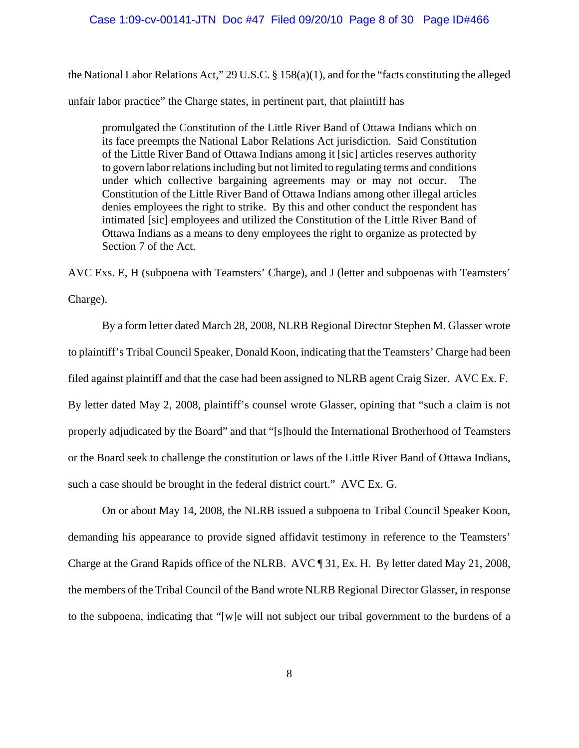the National Labor Relations Act," 29 U.S.C. § 158(a)(1), and for the "facts constituting the alleged unfair labor practice" the Charge states, in pertinent part, that plaintiff has

> promulgated the Constitution of the Little River Band of Ottawa Indians which on its face preempts the National Labor Relations Act jurisdiction. Said Constitution of the Little River Band of Ottawa Indians among it [sic] articles reserves authority to govern labor relations including but not limited to regulating terms and conditions under which collective bargaining agreements may or may not occur. The Constitution of the Little River Band of Ottawa Indians among other illegal articles denies employees the right to strike. By this and other conduct the respondent has intimated [sic] employees and utilized the Constitution of the Little River Band of Ottawa Indians as a means to deny employees the right to organize as protected by Section 7 of the Act.

AVC Exs. E, H (subpoena with Teamsters' Charge), and J (letter and subpoenas with Teamsters' Charge).

By a form letter dated March 28, 2008, NLRB Regional Director Stephen M. Glasser wrote to plaintiff's Tribal Council Speaker, Donald Koon, indicating that the Teamsters' Charge had been filed against plaintiff and that the case had been assigned to NLRB agent Craig Sizer. AVC Ex. F. By letter dated May 2, 2008, plaintiff's counsel wrote Glasser, opining that "such a claim is not properly adjudicated by the Board" and that "[s]hould the International Brotherhood of Teamsters or the Board seek to challenge the constitution or laws of the Little River Band of Ottawa Indians, such a case should be brought in the federal district court." AVC Ex. G.

On or about May 14, 2008, the NLRB issued a subpoena to Tribal Council Speaker Koon, demanding his appearance to provide signed affidavit testimony in reference to the Teamsters' Charge at the Grand Rapids office of the NLRB. AVC ¶ 31, Ex. H. By letter dated May 21, 2008, the members of the Tribal Council of the Band wrote NLRB Regional Director Glasser, in response to the subpoena, indicating that "[w]e will not subject our tribal government to the burdens of a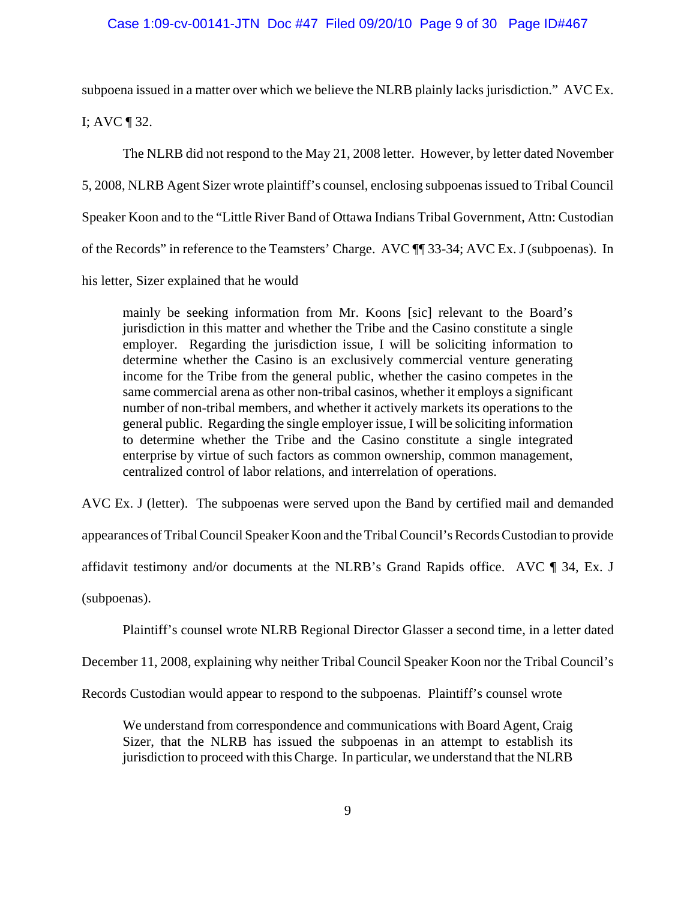subpoena issued in a matter over which we believe the NLRB plainly lacks jurisdiction." AVC Ex. I; AVC ¶ 32.

The NLRB did not respond to the May 21, 2008 letter. However, by letter dated November 5, 2008, NLRB Agent Sizer wrote plaintiff's counsel, enclosing subpoenas issued to Tribal Council Speaker Koon and to the "Little River Band of Ottawa Indians Tribal Government, Attn: Custodian of the Records" in reference to the Teamsters' Charge. AVC ¶¶ 33-34; AVC Ex. J (subpoenas). In his letter, Sizer explained that he would

> mainly be seeking information from Mr. Koons [sic] relevant to the Board's jurisdiction in this matter and whether the Tribe and the Casino constitute a single employer. Regarding the jurisdiction issue, I will be soliciting information to determine whether the Casino is an exclusively commercial venture generating income for the Tribe from the general public, whether the casino competes in the same commercial arena as other non-tribal casinos, whether it employs a significant number of non-tribal members, and whether it actively markets its operations to the general public. Regarding the single employer issue, I will be soliciting information to determine whether the Tribe and the Casino constitute a single integrated enterprise by virtue of such factors as common ownership, common management, centralized control of labor relations, and interrelation of operations.

AVC Ex. J (letter). The subpoenas were served upon the Band by certified mail and demanded appearances of Tribal Council Speaker Koon and the Tribal Council's Records Custodian to provide affidavit testimony and/or documents at the NLRB's Grand Rapids office. AVC ¶ 34, Ex. J (subpoenas).

Plaintiff's counsel wrote NLRB Regional Director Glasser a second time, in a letter dated December 11, 2008, explaining why neither Tribal Council Speaker Koon nor the Tribal Council's Records Custodian would appear to respond to the subpoenas. Plaintiff's counsel wrote

> We understand from correspondence and communications with Board Agent, Craig Sizer, that the NLRB has issued the subpoenas in an attempt to establish its jurisdiction to proceed with this Charge. In particular, we understand that the NLRB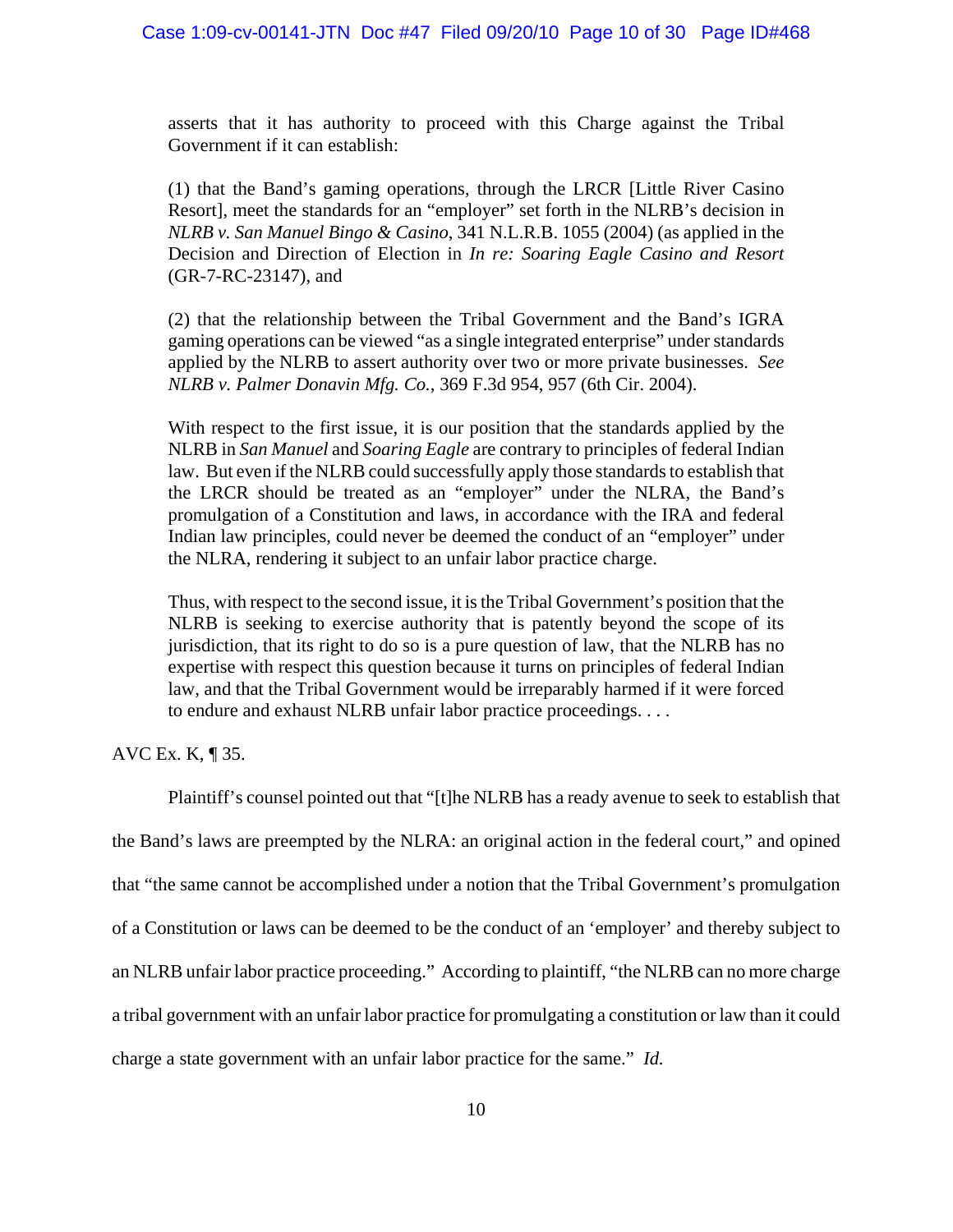asserts that it has authority to proceed with this Charge against the Tribal Government if it can establish:

> (1) that the Band's gaming operations, through the LRCR [Little River Casino Resort], meet the standards for an "employer" set forth in the NLRB's decision in *NLRB v. San Manuel Bingo & Casino*, 341 N.L.R.B. 1055 (2004) (as applied in the Decision and Direction of Election in *In re: Soaring Eagle Casino and Resort* (GR-7-RC-23147), and
>
> (2) that the relationship between the Tribal Government and the Band's IGRA gaming operations can be viewed "as a single integrated enterprise" under standards applied by the NLRB to assert authority over two or more private businesses. *See NLRB v. Palmer Donavin Mfg. Co.*, 369 F.3d 954, 957 (6th Cir. 2004).
>
> With respect to the first issue, it is our position that the standards applied by the NLRB in *San Manuel* and *Soaring Eagle* are contrary to principles of federal Indian law. But even if the NLRB could successfully apply those standards to establish that the LRCR should be treated as an "employer" under the NLRA, the Band's promulgation of a Constitution and laws, in accordance with the IRA and federal Indian law principles, could never be deemed the conduct of an "employer" under the NLRA, rendering it subject to an unfair labor practice charge.
>
> Thus, with respect to the second issue, it is the Tribal Government's position that the NLRB is seeking to exercise authority that is patently beyond the scope of its jurisdiction, that its right to do so is a pure question of law, that the NLRB has no expertise with respect this question because it turns on principles of federal Indian law, and that the Tribal Government would be irreparably harmed if it were forced to endure and exhaust NLRB unfair labor practice proceedings. . . .

AVC Ex. K, ¶ 35.

Plaintiff's counsel pointed out that "[t]he NLRB has a ready avenue to seek to establish that the Band's laws are preempted by the NLRA: an original action in the federal court," and opined that "the same cannot be accomplished under a notion that the Tribal Government's promulgation of a Constitution or laws can be deemed to be the conduct of an 'employer' and thereby subject to an NLRB unfair labor practice proceeding." According to plaintiff, "the NLRB can no more charge a tribal government with an unfair labor practice for promulgating a constitution or law than it could charge a state government with an unfair labor practice for the same." *Id.*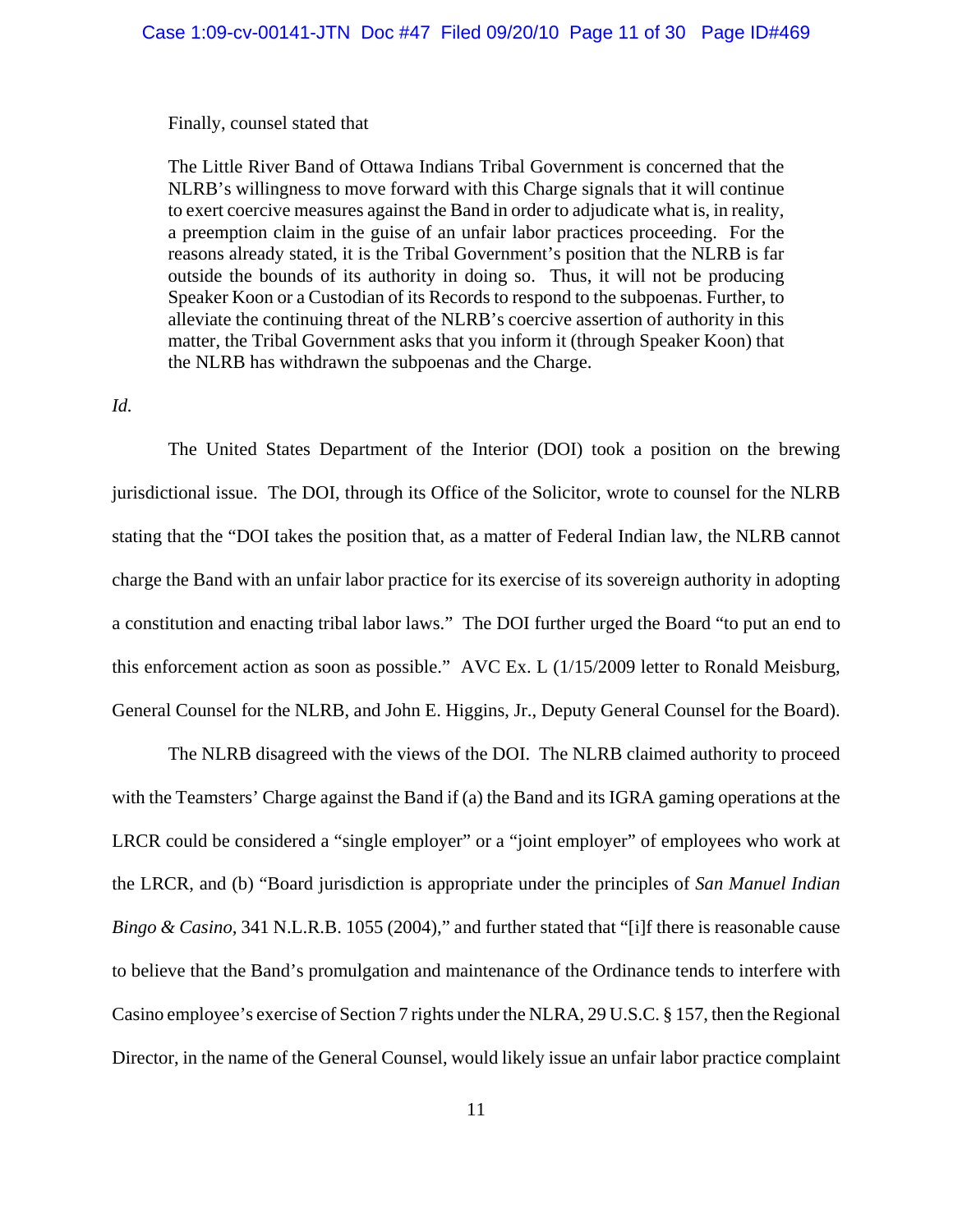Finally, counsel stated that

> The Little River Band of Ottawa Indians Tribal Government is concerned that the NLRB's willingness to move forward with this Charge signals that it will continue to exert coercive measures against the Band in order to adjudicate what is, in reality, a preemption claim in the guise of an unfair labor practices proceeding. For the reasons already stated, it is the Tribal Government's position that the NLRB is far outside the bounds of its authority in doing so. Thus, it will not be producing Speaker Koon or a Custodian of its Records to respond to the subpoenas. Further, to alleviate the continuing threat of the NLRB's coercive assertion of authority in this matter, the Tribal Government asks that you inform it (through Speaker Koon) that the NLRB has withdrawn the subpoenas and the Charge.

*Id.*

The United States Department of the Interior (DOI) took a position on the brewing jurisdictional issue. The DOI, through its Office of the Solicitor, wrote to counsel for the NLRB stating that the "DOI takes the position that, as a matter of Federal Indian law, the NLRB cannot charge the Band with an unfair labor practice for its exercise of its sovereign authority in adopting a constitution and enacting tribal labor laws." The DOI further urged the Board "to put an end to this enforcement action as soon as possible." AVC Ex. L (1/15/2009 letter to Ronald Meisburg, General Counsel for the NLRB, and John E. Higgins, Jr., Deputy General Counsel for the Board).

The NLRB disagreed with the views of the DOI. The NLRB claimed authority to proceed with the Teamsters' Charge against the Band if (a) the Band and its IGRA gaming operations at the LRCR could be considered a "single employer" or a "joint employer" of employees who work at the LRCR, and (b) "Board jurisdiction is appropriate under the principles of *San Manuel Indian Bingo & Casino,* 341 N.L.R.B. 1055 (2004)," and further stated that "[i]f there is reasonable cause to believe that the Band's promulgation and maintenance of the Ordinance tends to interfere with Casino employee's exercise of Section 7 rights under the NLRA, 29 U.S.C. § 157, then the Regional Director, in the name of the General Counsel, would likely issue an unfair labor practice complaint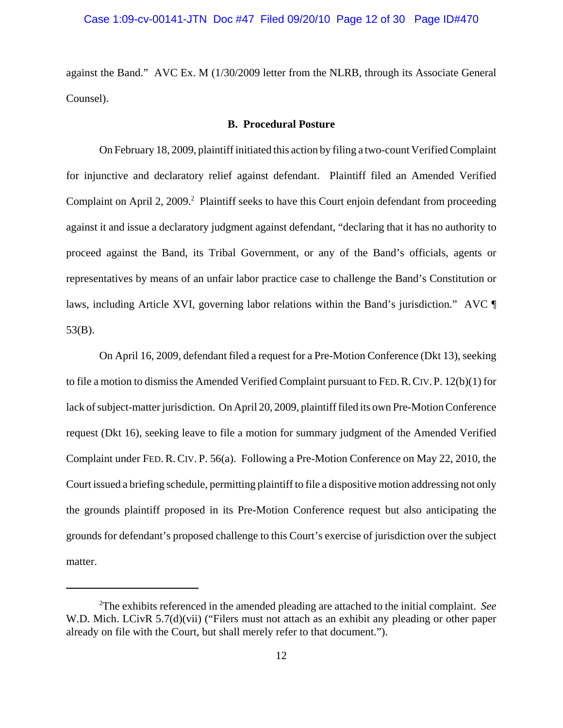against the Band." AVC Ex. M (1/30/2009 letter from the NLRB, through its Associate General Counsel).

### B. Procedural Posture

On February 18, 2009, plaintiff initiated this action by filing a two-count Verified Complaint for injunctive and declaratory relief against defendant. Plaintiff filed an Amended Verified Complaint on April 2, 2009.[2] Plaintiff seeks to have this Court enjoin defendant from proceeding against it and issue a declaratory judgment against defendant, "declaring that it has no authority to proceed against the Band, its Tribal Government, or any of the Band's officials, agents or representatives by means of an unfair labor practice case to challenge the Band's Constitution or laws, including Article XVI, governing labor relations within the Band's jurisdiction." AVC ¶ 53(B).

On April 16, 2009, defendant filed a request for a Pre-Motion Conference (Dkt 13), seeking to file a motion to dismiss the Amended Verified Complaint pursuant to FED. R. CIV. P. 12(b)(1) for lack of subject-matter jurisdiction. On April 20, 2009, plaintiff filed its own Pre-Motion Conference request (Dkt 16), seeking leave to file a motion for summary judgment of the Amended Verified Complaint under FED. R. CIV. P. 56(a). Following a Pre-Motion Conference on May 22, 2010, the Court issued a briefing schedule, permitting plaintiff to file a dispositive motion addressing not only the grounds plaintiff proposed in its Pre-Motion Conference request but also anticipating the grounds for defendant's proposed challenge to this Court's exercise of jurisdiction over the subject matter.

---

[2]The exhibits referenced in the amended pleading are attached to the initial complaint. *See* W.D. Mich. LCivR 5.7(d)(vii) ("Filers must not attach as an exhibit any pleading or other paper already on file with the Court, but shall merely refer to that document.").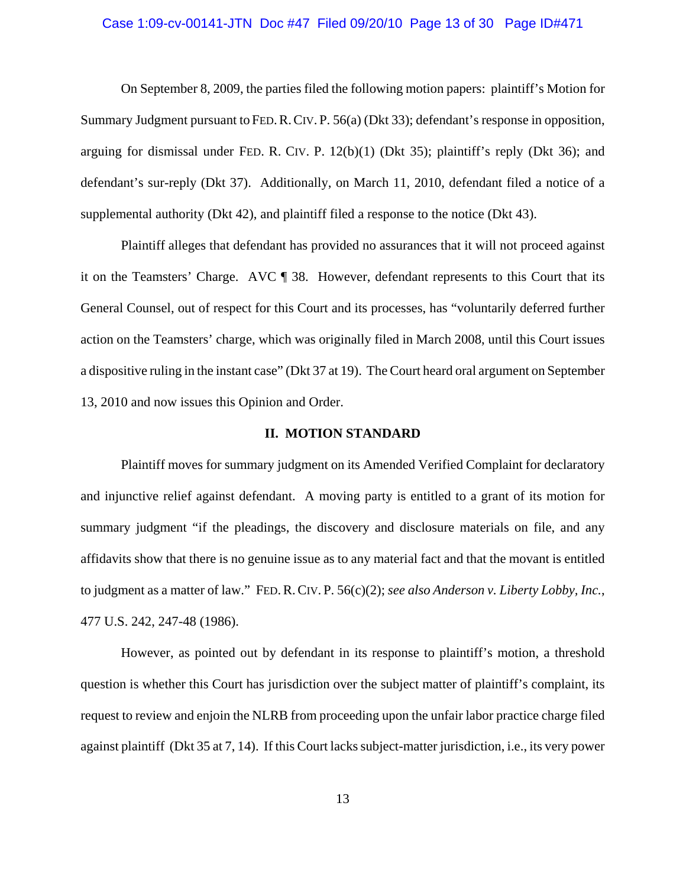On September 8, 2009, the parties filed the following motion papers: plaintiff's Motion for Summary Judgment pursuant to FED. R. CIV. P. 56(a) (Dkt 33); defendant's response in opposition, arguing for dismissal under FED. R. CIV. P. 12(b)(1) (Dkt 35); plaintiff's reply (Dkt 36); and defendant's sur-reply (Dkt 37). Additionally, on March 11, 2010, defendant filed a notice of a supplemental authority (Dkt 42), and plaintiff filed a response to the notice (Dkt 43).

Plaintiff alleges that defendant has provided no assurances that it will not proceed against it on the Teamsters' Charge. AVC ¶ 38. However, defendant represents to this Court that its General Counsel, out of respect for this Court and its processes, has "voluntarily deferred further action on the Teamsters' charge, which was originally filed in March 2008, until this Court issues a dispositive ruling in the instant case" (Dkt 37 at 19). The Court heard oral argument on September 13, 2010 and now issues this Opinion and Order.

## II. MOTION STANDARD

Plaintiff moves for summary judgment on its Amended Verified Complaint for declaratory and injunctive relief against defendant. A moving party is entitled to a grant of its motion for summary judgment "if the pleadings, the discovery and disclosure materials on file, and any affidavits show that there is no genuine issue as to any material fact and that the movant is entitled to judgment as a matter of law." FED. R. CIV. P. 56(c)(2); *see also Anderson v. Liberty Lobby, Inc.*, 477 U.S. 242, 247-48 (1986).

However, as pointed out by defendant in its response to plaintiff's motion, a threshold question is whether this Court has jurisdiction over the subject matter of plaintiff's complaint, its request to review and enjoin the NLRB from proceeding upon the unfair labor practice charge filed against plaintiff (Dkt 35 at 7, 14). If this Court lacks subject-matter jurisdiction, i.e., its very power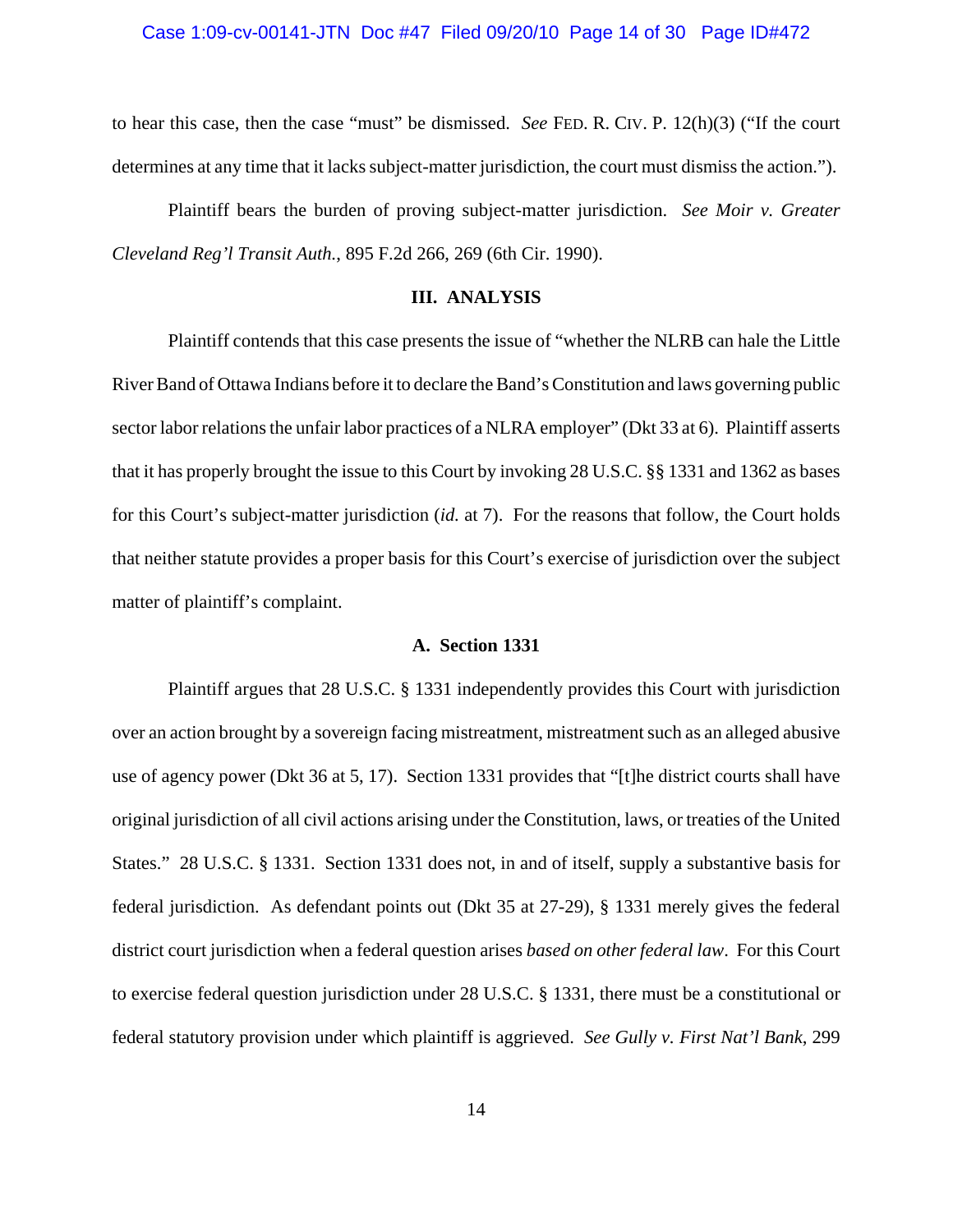to hear this case, then the case "must" be dismissed. *See* FED. R. CIV. P. 12(h)(3) ("If the court determines at any time that it lacks subject-matter jurisdiction, the court must dismiss the action.").

Plaintiff bears the burden of proving subject-matter jurisdiction. *See Moir v. Greater Cleveland Reg'l Transit Auth.*, 895 F.2d 266, 269 (6th Cir. 1990).

## III. ANALYSIS

Plaintiff contends that this case presents the issue of "whether the NLRB can hale the Little River Band of Ottawa Indians before it to declare the Band's Constitution and laws governing public sector labor relations the unfair labor practices of a NLRA employer" (Dkt 33 at 6). Plaintiff asserts that it has properly brought the issue to this Court by invoking 28 U.S.C. §§ 1331 and 1362 as bases for this Court's subject-matter jurisdiction (*id.* at 7). For the reasons that follow, the Court holds that neither statute provides a proper basis for this Court's exercise of jurisdiction over the subject matter of plaintiff's complaint.

### A. Section 1331

Plaintiff argues that 28 U.S.C. § 1331 independently provides this Court with jurisdiction over an action brought by a sovereign facing mistreatment, mistreatment such as an alleged abusive use of agency power (Dkt 36 at 5, 17). Section 1331 provides that "[t]he district courts shall have original jurisdiction of all civil actions arising under the Constitution, laws, or treaties of the United States." 28 U.S.C. § 1331. Section 1331 does not, in and of itself, supply a substantive basis for federal jurisdiction. As defendant points out (Dkt 35 at 27-29), § 1331 merely gives the federal district court jurisdiction when a federal question arises *based on other federal law*. For this Court to exercise federal question jurisdiction under 28 U.S.C. § 1331, there must be a constitutional or federal statutory provision under which plaintiff is aggrieved. *See Gully v. First Nat'l Bank*, 299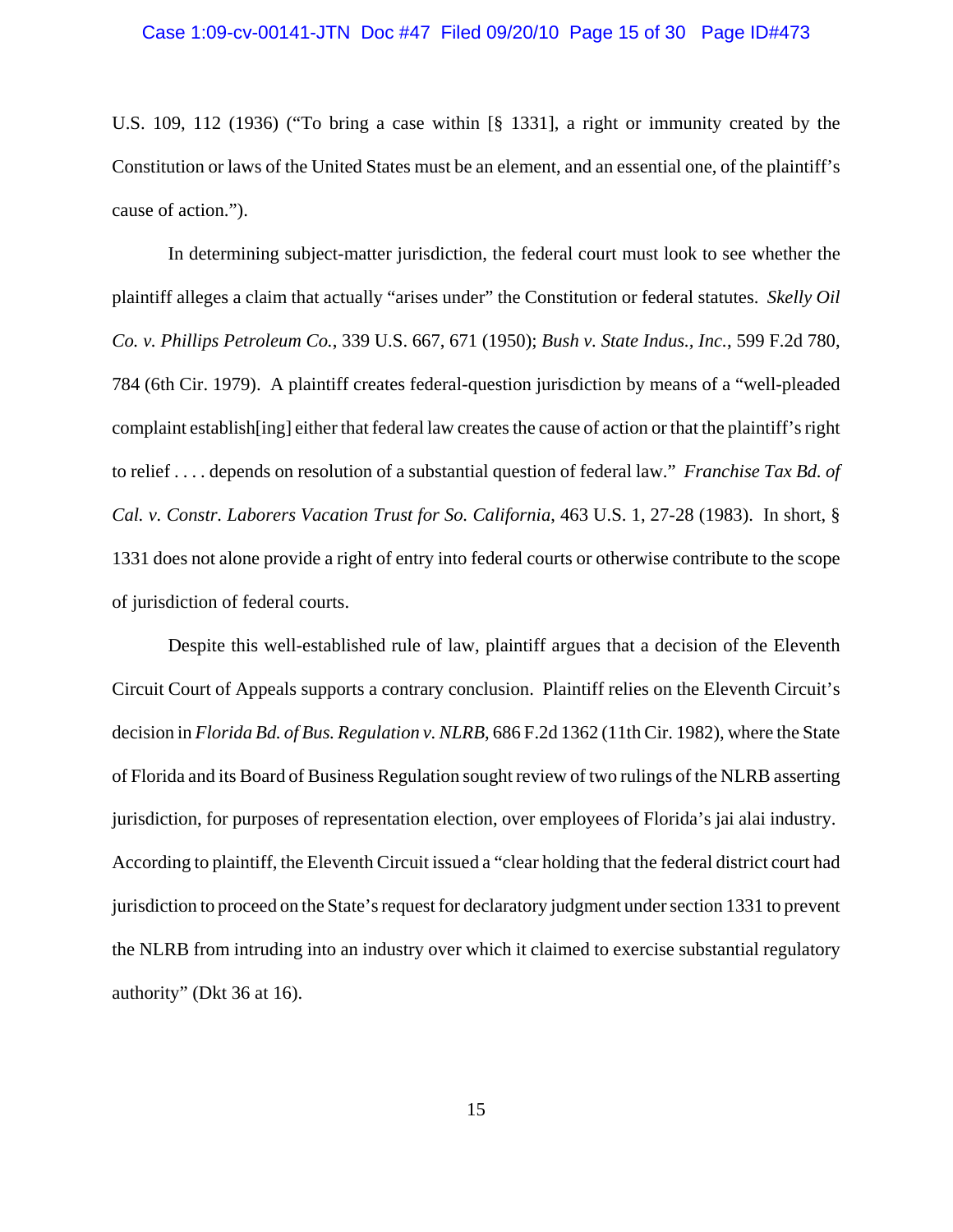U.S. 109, 112 (1936) ("To bring a case within [§ 1331], a right or immunity created by the Constitution or laws of the United States must be an element, and an essential one, of the plaintiff's cause of action.").

In determining subject-matter jurisdiction, the federal court must look to see whether the plaintiff alleges a claim that actually "arises under" the Constitution or federal statutes. *Skelly Oil Co. v. Phillips Petroleum Co.*, 339 U.S. 667, 671 (1950); *Bush v. State Indus., Inc.*, 599 F.2d 780, 784 (6th Cir. 1979). A plaintiff creates federal-question jurisdiction by means of a "well-pleaded complaint establish[ing] either that federal law creates the cause of action or that the plaintiff's right to relief . . . . depends on resolution of a substantial question of federal law." *Franchise Tax Bd. of Cal. v. Constr. Laborers Vacation Trust for So. California*, 463 U.S. 1, 27-28 (1983). In short, § 1331 does not alone provide a right of entry into federal courts or otherwise contribute to the scope of jurisdiction of federal courts.

Despite this well-established rule of law, plaintiff argues that a decision of the Eleventh Circuit Court of Appeals supports a contrary conclusion. Plaintiff relies on the Eleventh Circuit's decision in *Florida Bd. of Bus. Regulation v. NLRB*, 686 F.2d 1362 (11th Cir. 1982), where the State of Florida and its Board of Business Regulation sought review of two rulings of the NLRB asserting jurisdiction, for purposes of representation election, over employees of Florida's jai alai industry. According to plaintiff, the Eleventh Circuit issued a "clear holding that the federal district court had jurisdiction to proceed on the State's request for declaratory judgment under section 1331 to prevent the NLRB from intruding into an industry over which it claimed to exercise substantial regulatory authority" (Dkt 36 at 16).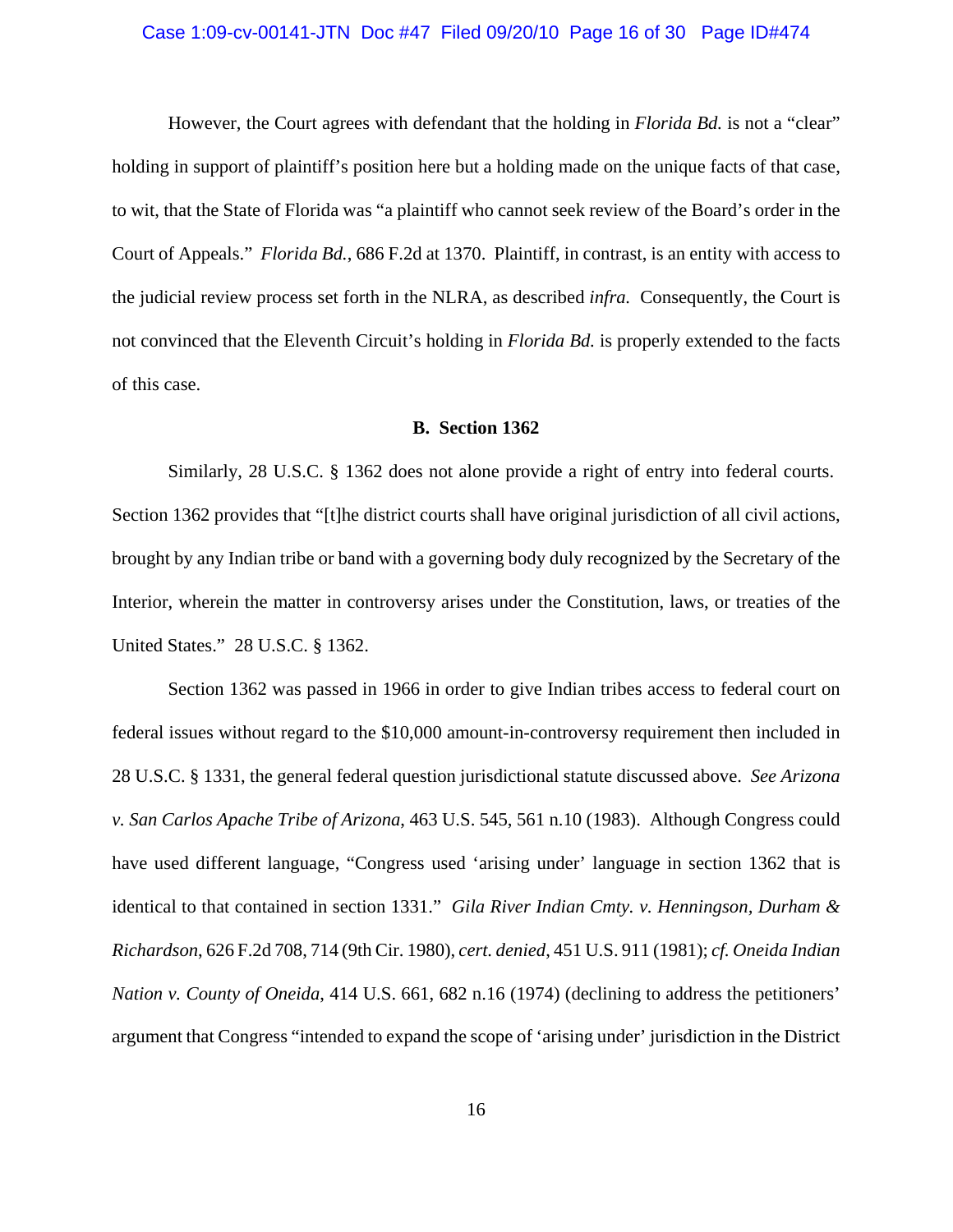However, the Court agrees with defendant that the holding in *Florida Bd.* is not a "clear" holding in support of plaintiff's position here but a holding made on the unique facts of that case, to wit, that the State of Florida was "a plaintiff who cannot seek review of the Board's order in the Court of Appeals." *Florida Bd.*, 686 F.2d at 1370. Plaintiff, in contrast, is an entity with access to the judicial review process set forth in the NLRA, as described *infra.* Consequently, the Court is not convinced that the Eleventh Circuit's holding in *Florida Bd.* is properly extended to the facts of this case.

**B. Section 1362**

Similarly, 28 U.S.C. § 1362 does not alone provide a right of entry into federal courts. Section 1362 provides that "[t]he district courts shall have original jurisdiction of all civil actions, brought by any Indian tribe or band with a governing body duly recognized by the Secretary of the Interior, wherein the matter in controversy arises under the Constitution, laws, or treaties of the United States." 28 U.S.C. § 1362.

Section 1362 was passed in 1966 in order to give Indian tribes access to federal court on federal issues without regard to the $10,000 amount-in-controversy requirement then included in 28 U.S.C. § 1331, the general federal question jurisdictional statute discussed above. *See Arizona v. San Carlos Apache Tribe of Arizona*, 463 U.S. 545, 561 n.10 (1983). Although Congress could have used different language, "Congress used 'arising under' language in section 1362 that is identical to that contained in section 1331." *Gila River Indian Cmty. v. Henningson, Durham & Richardson*, 626 F.2d 708, 714 (9th Cir. 1980), *cert. denied*, 451 U.S. 911 (1981); *cf. Oneida Indian Nation v. County of Oneida*, 414 U.S. 661, 682 n.16 (1974) (declining to address the petitioners' argument that Congress "intended to expand the scope of 'arising under' jurisdiction in the District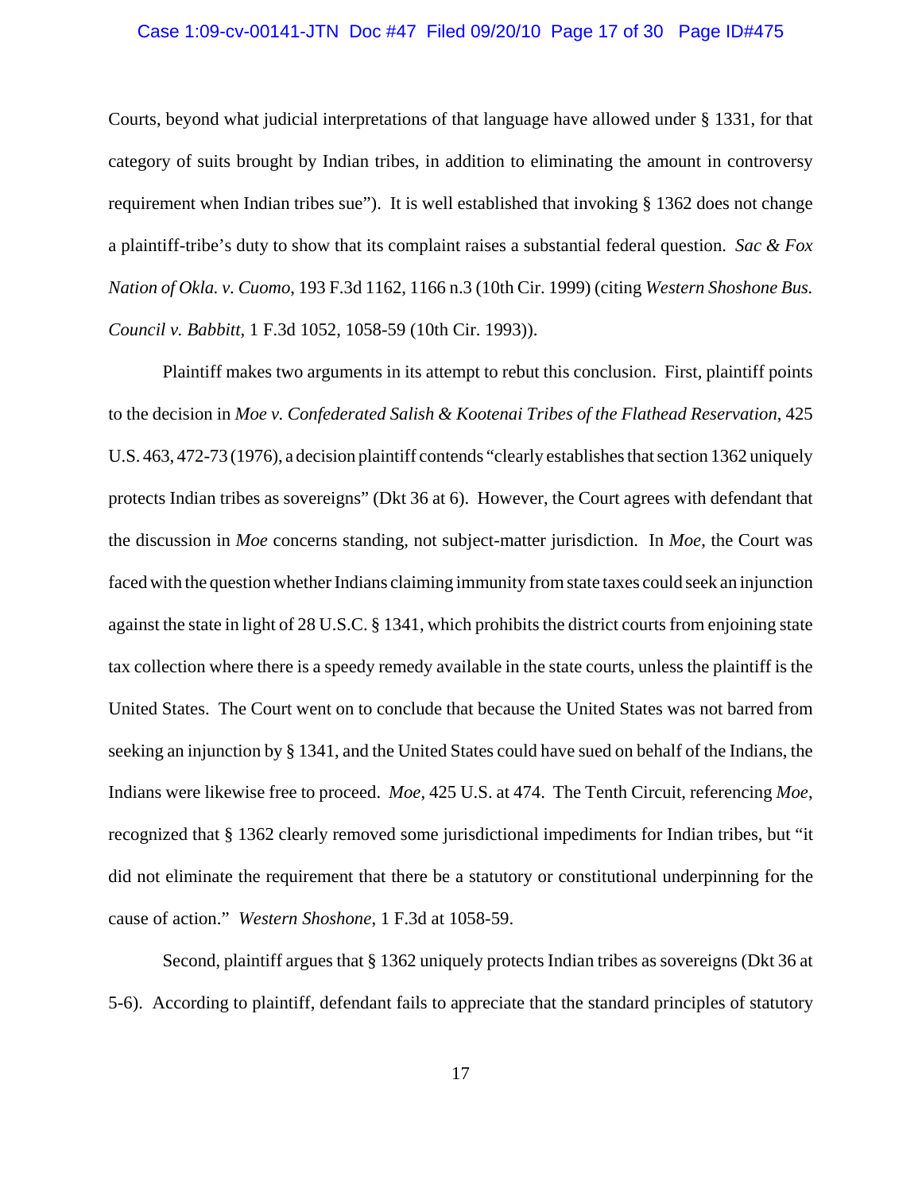Courts, beyond what judicial interpretations of that language have allowed under § 1331, for that category of suits brought by Indian tribes, in addition to eliminating the amount in controversy requirement when Indian tribes sue"). It is well established that invoking § 1362 does not change a plaintiff-tribe's duty to show that its complaint raises a substantial federal question. *Sac & Fox Nation of Okla. v. Cuomo*, 193 F.3d 1162, 1166 n.3 (10th Cir. 1999) (citing *Western Shoshone Bus. Council v. Babbitt*, 1 F.3d 1052, 1058-59 (10th Cir. 1993)).

Plaintiff makes two arguments in its attempt to rebut this conclusion. First, plaintiff points to the decision in *Moe v. Confederated Salish & Kootenai Tribes of the Flathead Reservation*, 425 U.S. 463, 472-73 (1976), a decision plaintiff contends "clearly establishes that section 1362 uniquely protects Indian tribes as sovereigns" (Dkt 36 at 6). However, the Court agrees with defendant that the discussion in *Moe* concerns standing, not subject-matter jurisdiction. In *Moe*, the Court was faced with the question whether Indians claiming immunity from state taxes could seek an injunction against the state in light of 28 U.S.C. § 1341, which prohibits the district courts from enjoining state tax collection where there is a speedy remedy available in the state courts, unless the plaintiff is the United States. The Court went on to conclude that because the United States was not barred from seeking an injunction by § 1341, and the United States could have sued on behalf of the Indians, the Indians were likewise free to proceed. *Moe*, 425 U.S. at 474. The Tenth Circuit, referencing *Moe*, recognized that § 1362 clearly removed some jurisdictional impediments for Indian tribes, but "it did not eliminate the requirement that there be a statutory or constitutional underpinning for the cause of action." *Western Shoshone*, 1 F.3d at 1058-59.

Second, plaintiff argues that § 1362 uniquely protects Indian tribes as sovereigns (Dkt 36 at 5-6). According to plaintiff, defendant fails to appreciate that the standard principles of statutory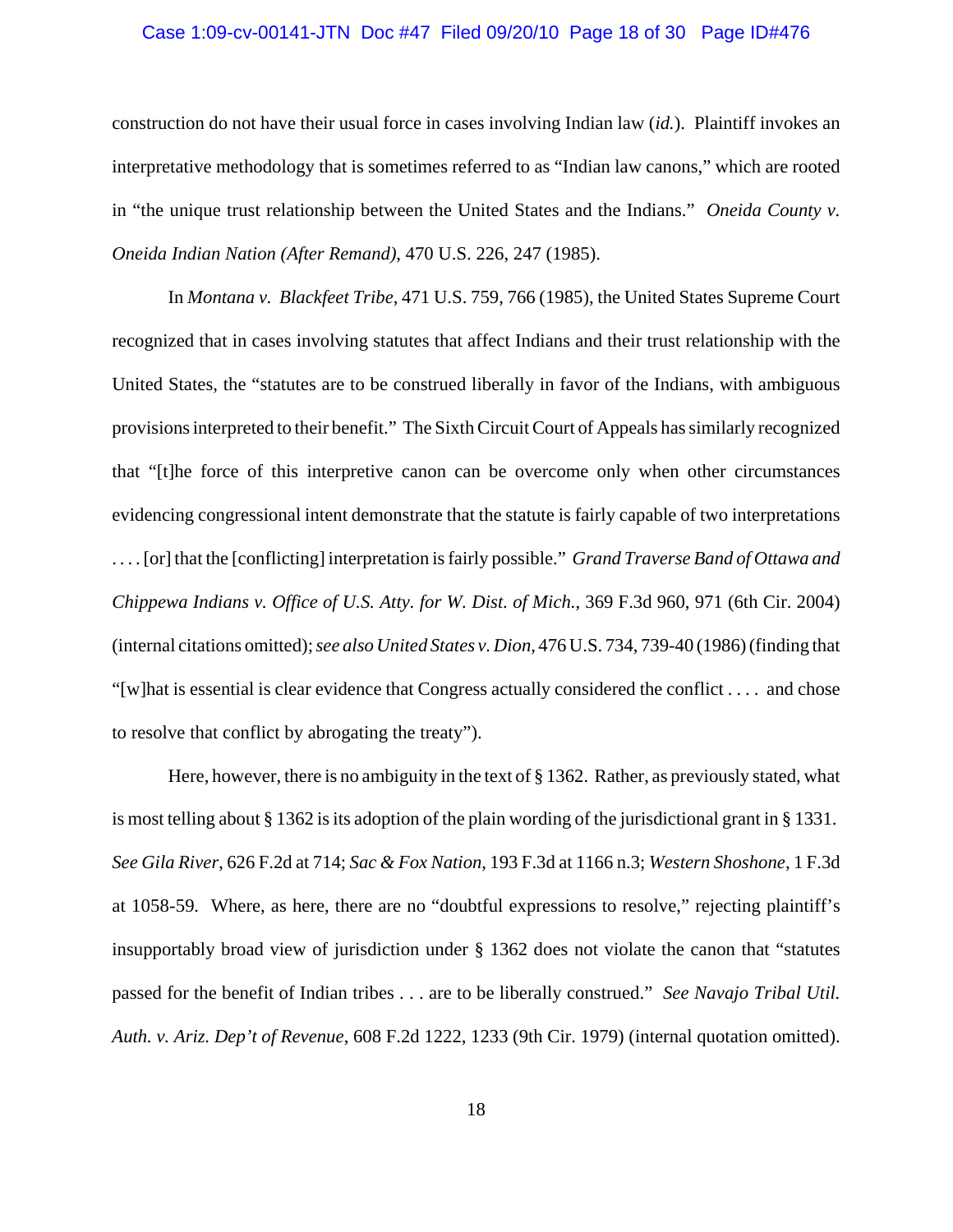construction do not have their usual force in cases involving Indian law (*id.*). Plaintiff invokes an interpretative methodology that is sometimes referred to as "Indian law canons," which are rooted in "the unique trust relationship between the United States and the Indians." *Oneida County v. Oneida Indian Nation (After Remand)*, 470 U.S. 226, 247 (1985).

In *Montana v. Blackfeet Tribe*, 471 U.S. 759, 766 (1985), the United States Supreme Court recognized that in cases involving statutes that affect Indians and their trust relationship with the United States, the "statutes are to be construed liberally in favor of the Indians, with ambiguous provisions interpreted to their benefit." The Sixth Circuit Court of Appeals has similarly recognized that "[t]he force of this interpretive canon can be overcome only when other circumstances evidencing congressional intent demonstrate that the statute is fairly capable of two interpretations . . . . [or] that the [conflicting] interpretation is fairly possible." *Grand Traverse Band of Ottawa and Chippewa Indians v. Office of U.S. Atty. for W. Dist. of Mich.*, 369 F.3d 960, 971 (6th Cir. 2004) (internal citations omitted); *see also United States v. Dion*, 476 U.S. 734, 739-40 (1986) (finding that "[w]hat is essential is clear evidence that Congress actually considered the conflict . . . . and chose to resolve that conflict by abrogating the treaty").

Here, however, there is no ambiguity in the text of § 1362. Rather, as previously stated, what is most telling about § 1362 is its adoption of the plain wording of the jurisdictional grant in § 1331. *See Gila River*, 626 F.2d at 714; *Sac & Fox Nation*, 193 F.3d at 1166 n.3; *Western Shoshone*, 1 F.3d at 1058-59. Where, as here, there are no "doubtful expressions to resolve," rejecting plaintiff's insupportably broad view of jurisdiction under § 1362 does not violate the canon that "statutes passed for the benefit of Indian tribes . . . are to be liberally construed." *See Navajo Tribal Util. Auth. v. Ariz. Dep't of Revenue*, 608 F.2d 1222, 1233 (9th Cir. 1979) (internal quotation omitted).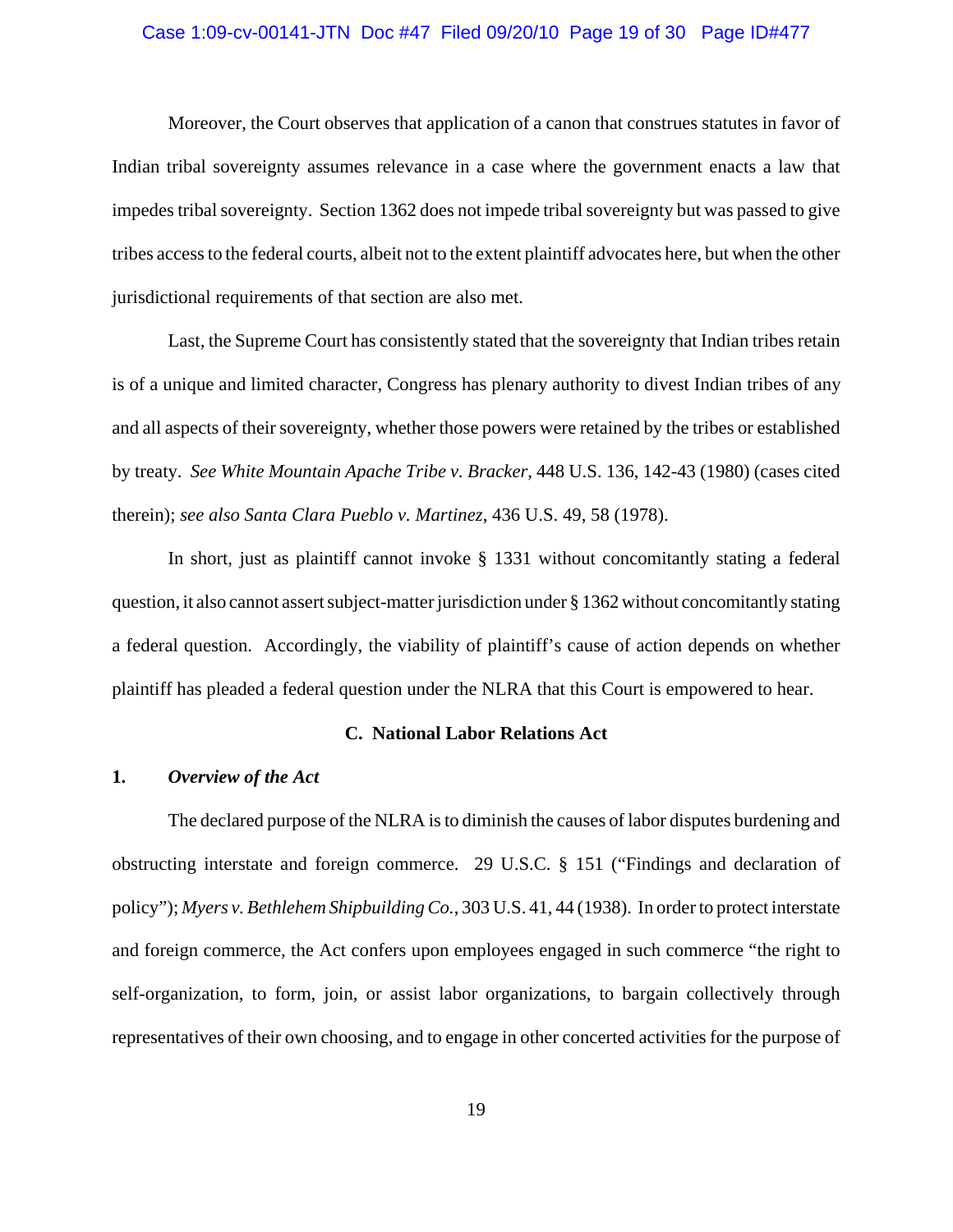Moreover, the Court observes that application of a canon that construes statutes in favor of Indian tribal sovereignty assumes relevance in a case where the government enacts a law that impedes tribal sovereignty. Section 1362 does not impede tribal sovereignty but was passed to give tribes access to the federal courts, albeit not to the extent plaintiff advocates here, but when the other jurisdictional requirements of that section are also met.

Last, the Supreme Court has consistently stated that the sovereignty that Indian tribes retain is of a unique and limited character, Congress has plenary authority to divest Indian tribes of any and all aspects of their sovereignty, whether those powers were retained by the tribes or established by treaty. *See White Mountain Apache Tribe v. Bracker*, 448 U.S. 136, 142-43 (1980) (cases cited therein); *see also Santa Clara Pueblo v. Martinez*, 436 U.S. 49, 58 (1978).

In short, just as plaintiff cannot invoke § 1331 without concomitantly stating a federal question, it also cannot assert subject-matter jurisdiction under § 1362 without concomitantly stating a federal question. Accordingly, the viability of plaintiff's cause of action depends on whether plaintiff has pleaded a federal question under the NLRA that this Court is empowered to hear.

### C. National Labor Relations Act

#### 1. *Overview of the Act*

The declared purpose of the NLRA is to diminish the causes of labor disputes burdening and obstructing interstate and foreign commerce. 29 U.S.C. § 151 ("Findings and declaration of policy"); *Myers v. Bethlehem Shipbuilding Co.*, 303 U.S. 41, 44 (1938). In order to protect interstate and foreign commerce, the Act confers upon employees engaged in such commerce "the right to self-organization, to form, join, or assist labor organizations, to bargain collectively through representatives of their own choosing, and to engage in other concerted activities for the purpose of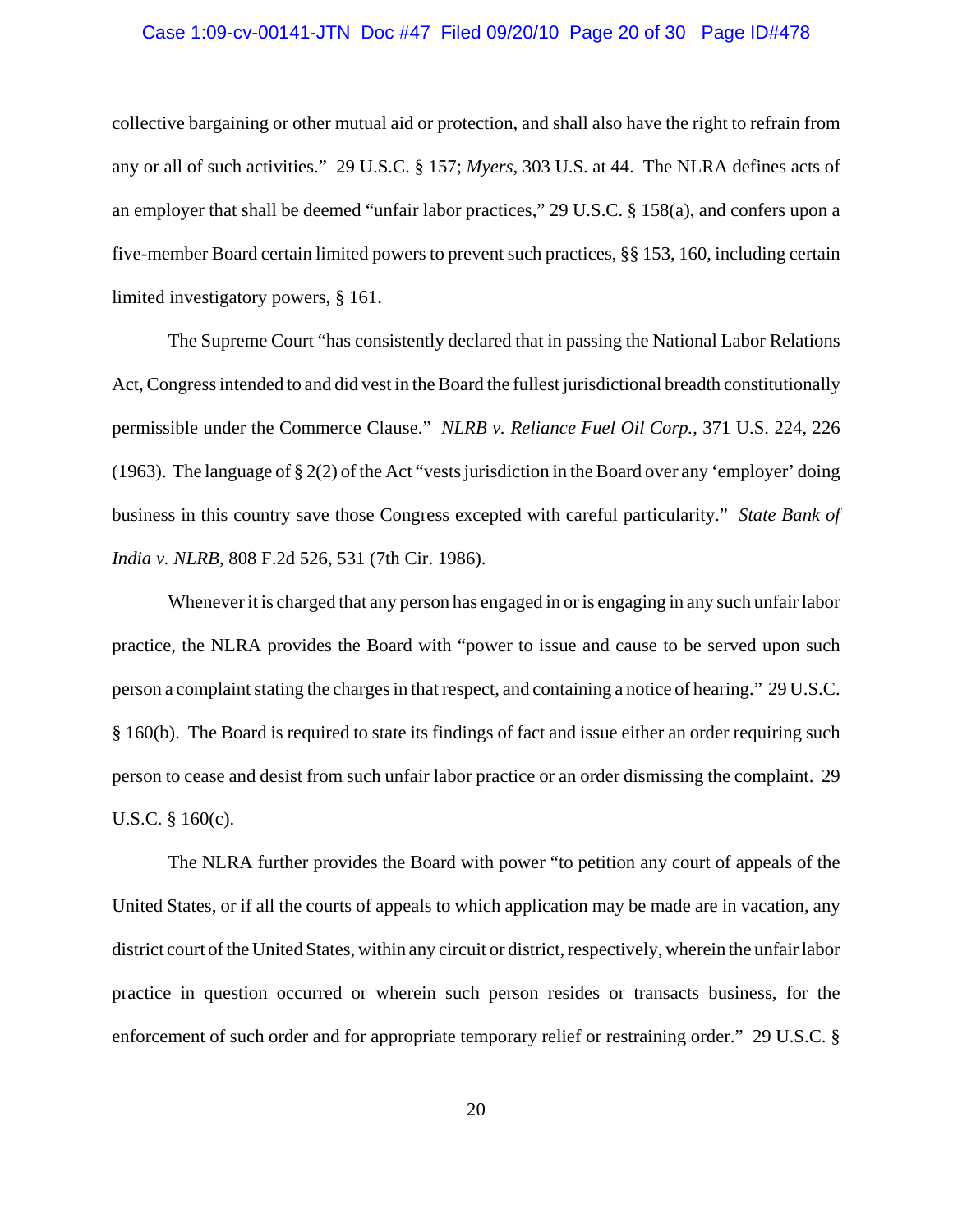collective bargaining or other mutual aid or protection, and shall also have the right to refrain from any or all of such activities." 29 U.S.C. § 157; *Myers*, 303 U.S. at 44. The NLRA defines acts of an employer that shall be deemed "unfair labor practices," 29 U.S.C. § 158(a), and confers upon a five-member Board certain limited powers to prevent such practices, §§ 153, 160, including certain limited investigatory powers, § 161.

The Supreme Court "has consistently declared that in passing the National Labor Relations Act, Congress intended to and did vest in the Board the fullest jurisdictional breadth constitutionally permissible under the Commerce Clause." *NLRB v. Reliance Fuel Oil Corp.*, 371 U.S. 224, 226 (1963). The language of § 2(2) of the Act "vests jurisdiction in the Board over any 'employer' doing business in this country save those Congress excepted with careful particularity." *State Bank of India v. NLRB*, 808 F.2d 526, 531 (7th Cir. 1986).

Whenever it is charged that any person has engaged in or is engaging in any such unfair labor practice, the NLRA provides the Board with "power to issue and cause to be served upon such person a complaint stating the charges in that respect, and containing a notice of hearing." 29 U.S.C. § 160(b). The Board is required to state its findings of fact and issue either an order requiring such person to cease and desist from such unfair labor practice or an order dismissing the complaint. 29 U.S.C. § 160(c).

The NLRA further provides the Board with power "to petition any court of appeals of the United States, or if all the courts of appeals to which application may be made are in vacation, any district court of the United States, within any circuit or district, respectively, wherein the unfair labor practice in question occurred or wherein such person resides or transacts business, for the enforcement of such order and for appropriate temporary relief or restraining order." 29 U.S.C. §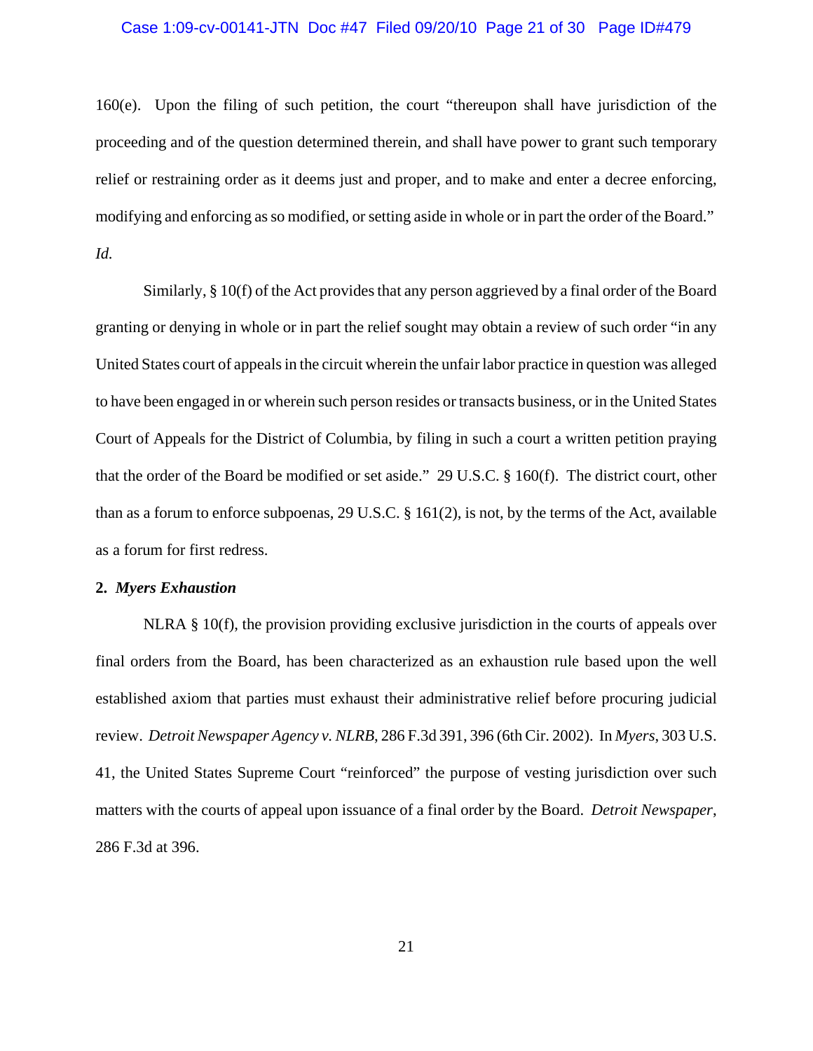160(e). Upon the filing of such petition, the court "thereupon shall have jurisdiction of the proceeding and of the question determined therein, and shall have power to grant such temporary relief or restraining order as it deems just and proper, and to make and enter a decree enforcing, modifying and enforcing as so modified, or setting aside in whole or in part the order of the Board." *Id.*

Similarly, § 10(f) of the Act provides that any person aggrieved by a final order of the Board granting or denying in whole or in part the relief sought may obtain a review of such order "in any United States court of appeals in the circuit wherein the unfair labor practice in question was alleged to have been engaged in or wherein such person resides or transacts business, or in the United States Court of Appeals for the District of Columbia, by filing in such a court a written petition praying that the order of the Board be modified or set aside." 29 U.S.C. § 160(f). The district court, other than as a forum to enforce subpoenas, 29 U.S.C. § 161(2), is not, by the terms of the Act, available as a forum for first redress.

**2. *Myers Exhaustion***

NLRA § 10(f), the provision providing exclusive jurisdiction in the courts of appeals over final orders from the Board, has been characterized as an exhaustion rule based upon the well established axiom that parties must exhaust their administrative relief before procuring judicial review. *Detroit Newspaper Agency v. NLRB*, 286 F.3d 391, 396 (6th Cir. 2002). In *Myers*, 303 U.S. 41, the United States Supreme Court "reinforced" the purpose of vesting jurisdiction over such matters with the courts of appeal upon issuance of a final order by the Board. *Detroit Newspaper*, 286 F.3d at 396.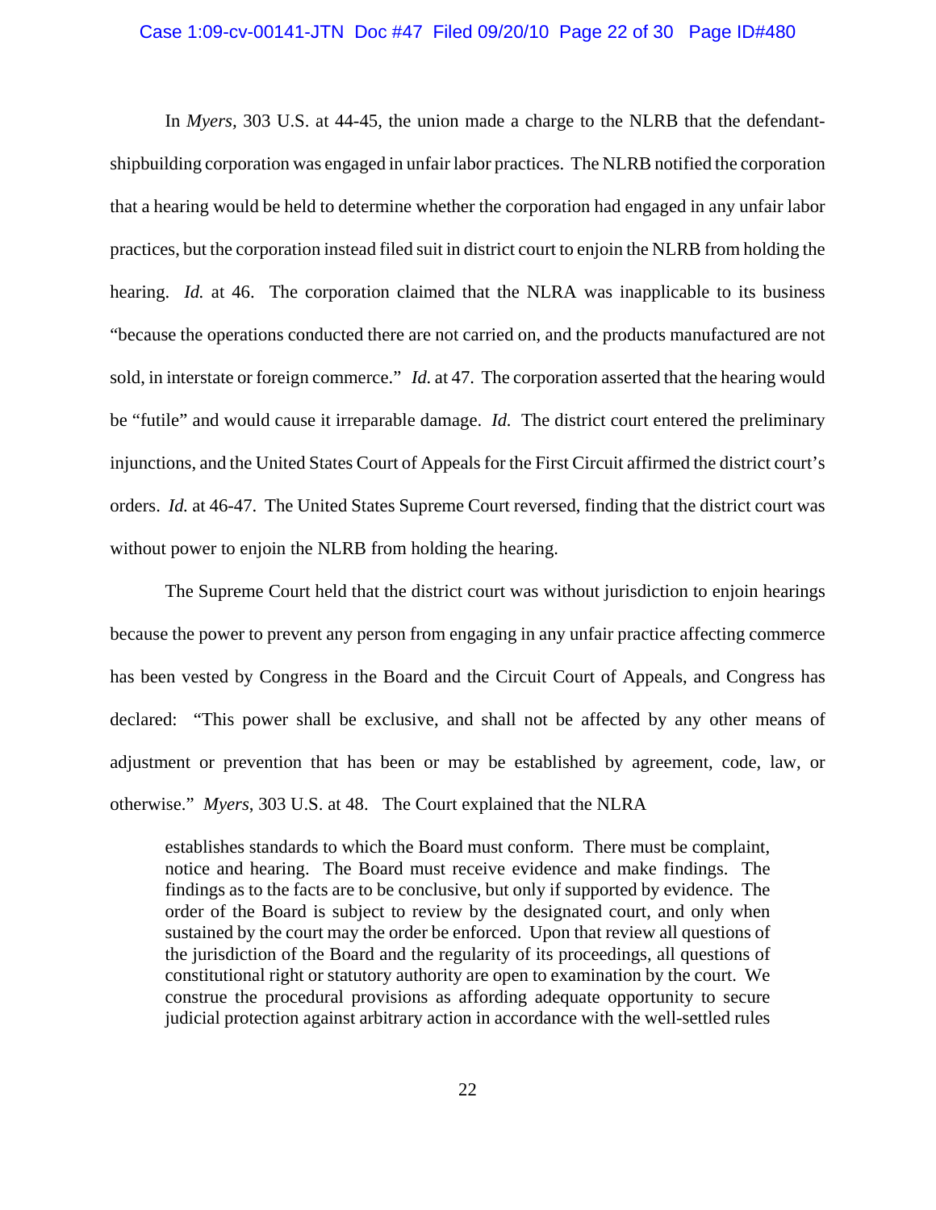In *Myers*, 303 U.S. at 44-45, the union made a charge to the NLRB that the defendant-shipbuilding corporation was engaged in unfair labor practices. The NLRB notified the corporation that a hearing would be held to determine whether the corporation had engaged in any unfair labor practices, but the corporation instead filed suit in district court to enjoin the NLRB from holding the hearing. *Id.* at 46. The corporation claimed that the NLRA was inapplicable to its business "because the operations conducted there are not carried on, and the products manufactured are not sold, in interstate or foreign commerce." *Id.* at 47. The corporation asserted that the hearing would be "futile" and would cause it irreparable damage. *Id.* The district court entered the preliminary injunctions, and the United States Court of Appeals for the First Circuit affirmed the district court's orders. *Id.* at 46-47. The United States Supreme Court reversed, finding that the district court was without power to enjoin the NLRB from holding the hearing.

The Supreme Court held that the district court was without jurisdiction to enjoin hearings because the power to prevent any person from engaging in any unfair practice affecting commerce has been vested by Congress in the Board and the Circuit Court of Appeals, and Congress has declared: "This power shall be exclusive, and shall not be affected by any other means of adjustment or prevention that has been or may be established by agreement, code, law, or otherwise." *Myers*, 303 U.S. at 48. The Court explained that the NLRA

> establishes standards to which the Board must conform. There must be complaint, notice and hearing. The Board must receive evidence and make findings. The findings as to the facts are to be conclusive, but only if supported by evidence. The order of the Board is subject to review by the designated court, and only when sustained by the court may the order be enforced. Upon that review all questions of the jurisdiction of the Board and the regularity of its proceedings, all questions of constitutional right or statutory authority are open to examination by the court. We construe the procedural provisions as affording adequate opportunity to secure judicial protection against arbitrary action in accordance with the well-settled rules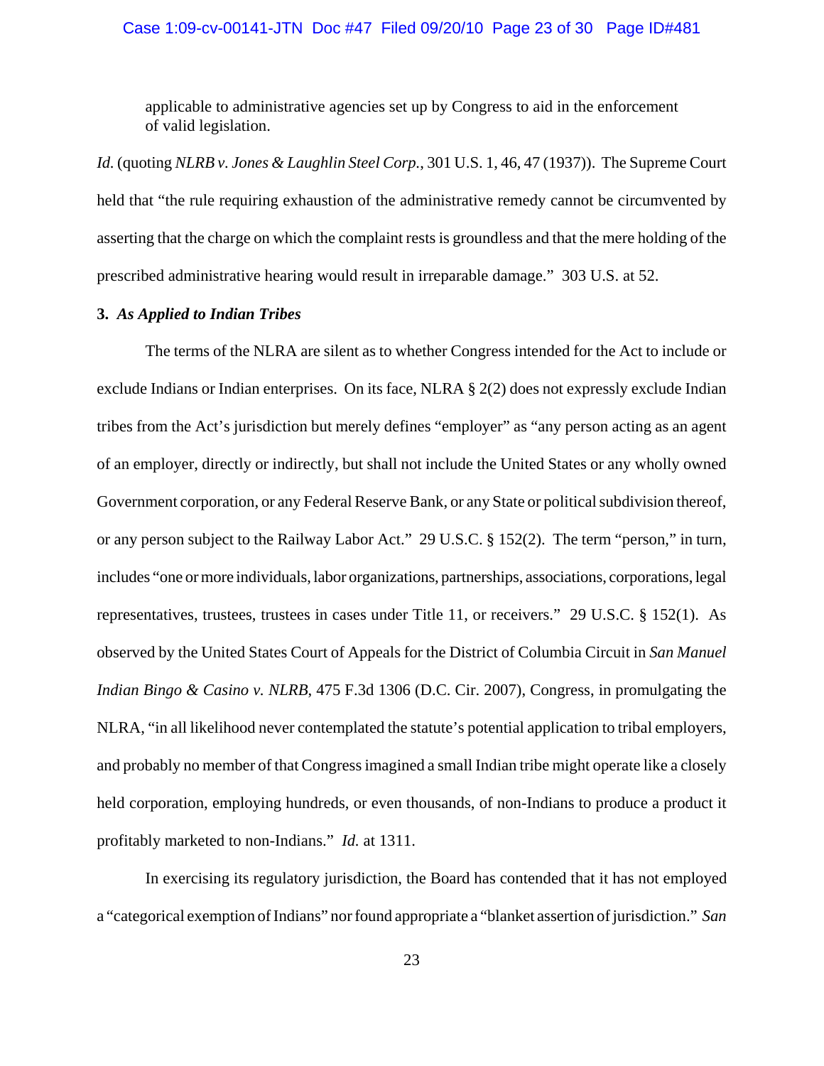> applicable to administrative agencies set up by Congress to aid in the enforcement of valid legislation.

*Id.* (quoting *NLRB v. Jones & Laughlin Steel Corp.*, 301 U.S. 1, 46, 47 (1937)). The Supreme Court held that "the rule requiring exhaustion of the administrative remedy cannot be circumvented by asserting that the charge on which the complaint rests is groundless and that the mere holding of the prescribed administrative hearing would result in irreparable damage." 303 U.S. at 52.

**3. *As Applied to Indian Tribes***

The terms of the NLRA are silent as to whether Congress intended for the Act to include or exclude Indians or Indian enterprises. On its face, NLRA § 2(2) does not expressly exclude Indian tribes from the Act's jurisdiction but merely defines "employer" as "any person acting as an agent of an employer, directly or indirectly, but shall not include the United States or any wholly owned Government corporation, or any Federal Reserve Bank, or any State or political subdivision thereof, or any person subject to the Railway Labor Act." 29 U.S.C. § 152(2). The term "person," in turn, includes "one or more individuals, labor organizations, partnerships, associations, corporations, legal representatives, trustees, trustees in cases under Title 11, or receivers." 29 U.S.C. § 152(1). As observed by the United States Court of Appeals for the District of Columbia Circuit in *San Manuel Indian Bingo & Casino v. NLRB*, 475 F.3d 1306 (D.C. Cir. 2007), Congress, in promulgating the NLRA, "in all likelihood never contemplated the statute's potential application to tribal employers, and probably no member of that Congress imagined a small Indian tribe might operate like a closely held corporation, employing hundreds, or even thousands, of non-Indians to produce a product it profitably marketed to non-Indians." *Id.* at 1311.

In exercising its regulatory jurisdiction, the Board has contended that it has not employed a "categorical exemption of Indians" nor found appropriate a "blanket assertion of jurisdiction." *San*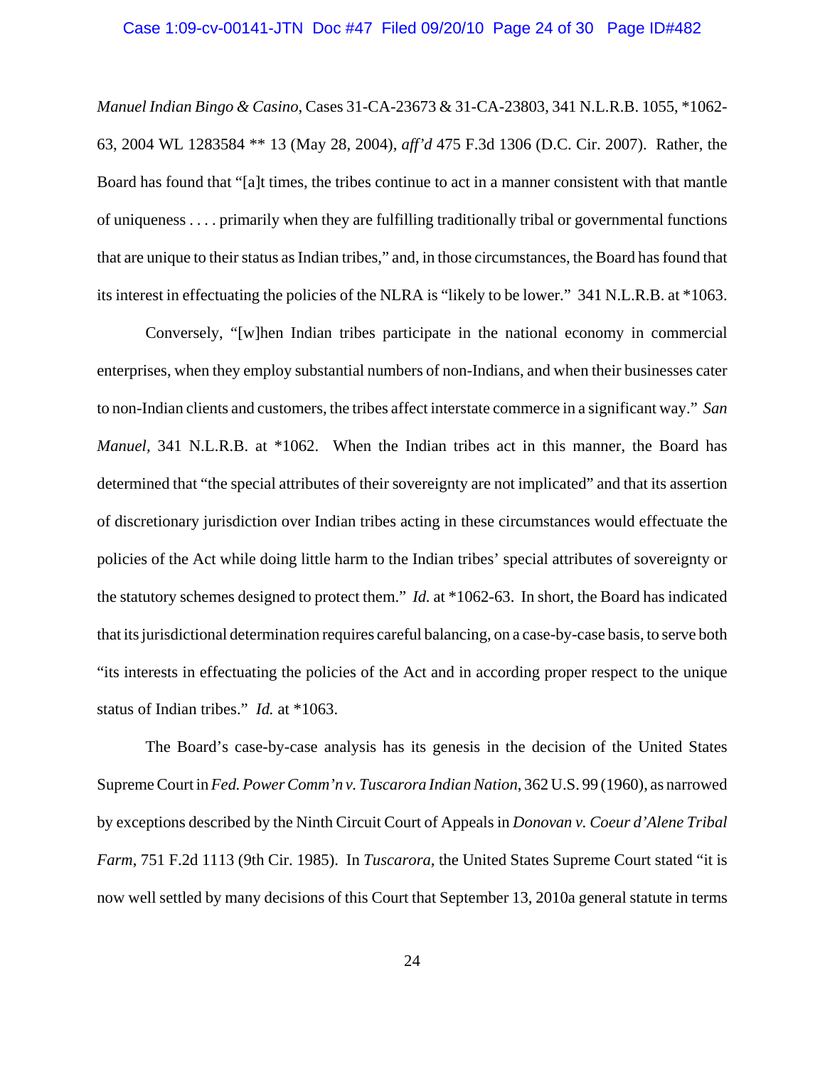*Manuel Indian Bingo & Casino*, Cases 31-CA-23673 & 31-CA-23803, 341 N.L.R.B. 1055, *1062-63, 2004 WL 1283584 ** 13 (May 28, 2004), *aff'd* 475 F.3d 1306 (D.C. Cir. 2007). Rather, the Board has found that "[a]t times, the tribes continue to act in a manner consistent with that mantle of uniqueness . . . . primarily when they are fulfilling traditionally tribal or governmental functions that are unique to their status as Indian tribes," and, in those circumstances, the Board has found that its interest in effectuating the policies of the NLRA is "likely to be lower." 341 N.L.R.B. at *1063.

Conversely, "[w]hen Indian tribes participate in the national economy in commercial enterprises, when they employ substantial numbers of non-Indians, and when their businesses cater to non-Indian clients and customers, the tribes affect interstate commerce in a significant way." *San Manuel*, 341 N.L.R.B. at *1062. When the Indian tribes act in this manner, the Board has determined that "the special attributes of their sovereignty are not implicated" and that its assertion of discretionary jurisdiction over Indian tribes acting in these circumstances would effectuate the policies of the Act while doing little harm to the Indian tribes' special attributes of sovereignty or the statutory schemes designed to protect them." *Id.* at *1062-63. In short, the Board has indicated that its jurisdictional determination requires careful balancing, on a case-by-case basis, to serve both "its interests in effectuating the policies of the Act and in according proper respect to the unique status of Indian tribes." *Id.* at *1063.

The Board's case-by-case analysis has its genesis in the decision of the United States Supreme Court in *Fed. Power Comm'n v. Tuscarora Indian Nation*, 362 U.S. 99 (1960), as narrowed by exceptions described by the Ninth Circuit Court of Appeals in *Donovan v. Coeur d'Alene Tribal Farm*, 751 F.2d 1113 (9th Cir. 1985). In *Tuscarora*, the United States Supreme Court stated "it is now well settled by many decisions of this Court that September 13, 2010a general statute in terms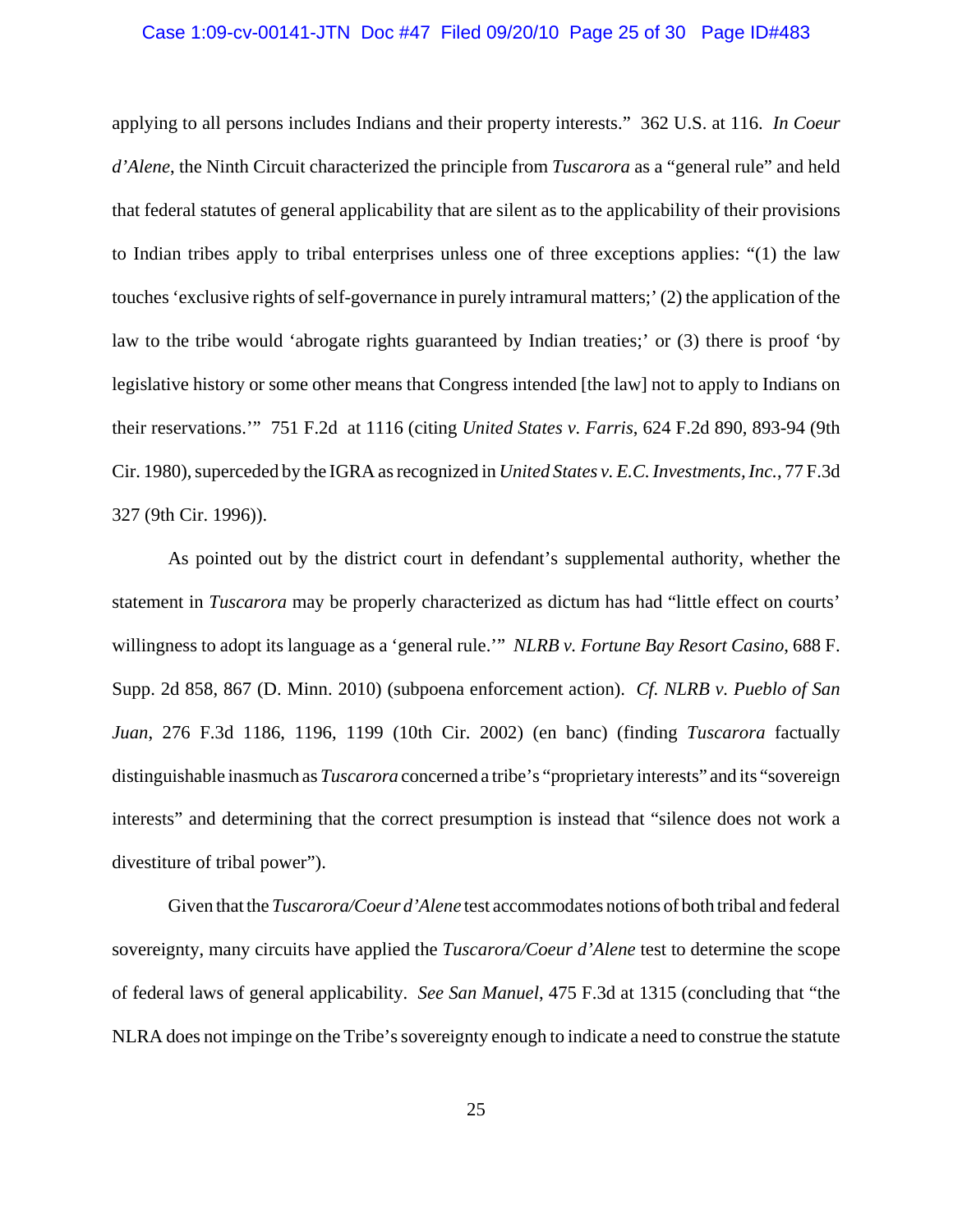applying to all persons includes Indians and their property interests." 362 U.S. at 116. *In Coeur d'Alene*, the Ninth Circuit characterized the principle from *Tuscarora* as a "general rule" and held that federal statutes of general applicability that are silent as to the applicability of their provisions to Indian tribes apply to tribal enterprises unless one of three exceptions applies: "(1) the law touches 'exclusive rights of self-governance in purely intramural matters;' (2) the application of the law to the tribe would 'abrogate rights guaranteed by Indian treaties;' or (3) there is proof 'by legislative history or some other means that Congress intended [the law] not to apply to Indians on their reservations.'" 751 F.2d at 1116 (citing *United States v. Farris*, 624 F.2d 890, 893-94 (9th Cir. 1980), superceded by the IGRA as recognized in *United States v. E.C. Investments, Inc.*, 77 F.3d 327 (9th Cir. 1996)).

As pointed out by the district court in defendant's supplemental authority, whether the statement in *Tuscarora* may be properly characterized as dictum has had "little effect on courts' willingness to adopt its language as a 'general rule.'" *NLRB v. Fortune Bay Resort Casino*, 688 F. Supp. 2d 858, 867 (D. Minn. 2010) (subpoena enforcement action). *Cf. NLRB v. Pueblo of San Juan*, 276 F.3d 1186, 1196, 1199 (10th Cir. 2002) (en banc) (finding *Tuscarora* factually distinguishable inasmuch as *Tuscarora* concerned a tribe's "proprietary interests" and its "sovereign interests" and determining that the correct presumption is instead that "silence does not work a divestiture of tribal power").

Given that the *Tuscarora/Coeur d'Alene* test accommodates notions of both tribal and federal sovereignty, many circuits have applied the *Tuscarora/Coeur d'Alene* test to determine the scope of federal laws of general applicability. *See San Manuel*, 475 F.3d at 1315 (concluding that "the NLRA does not impinge on the Tribe's sovereignty enough to indicate a need to construe the statute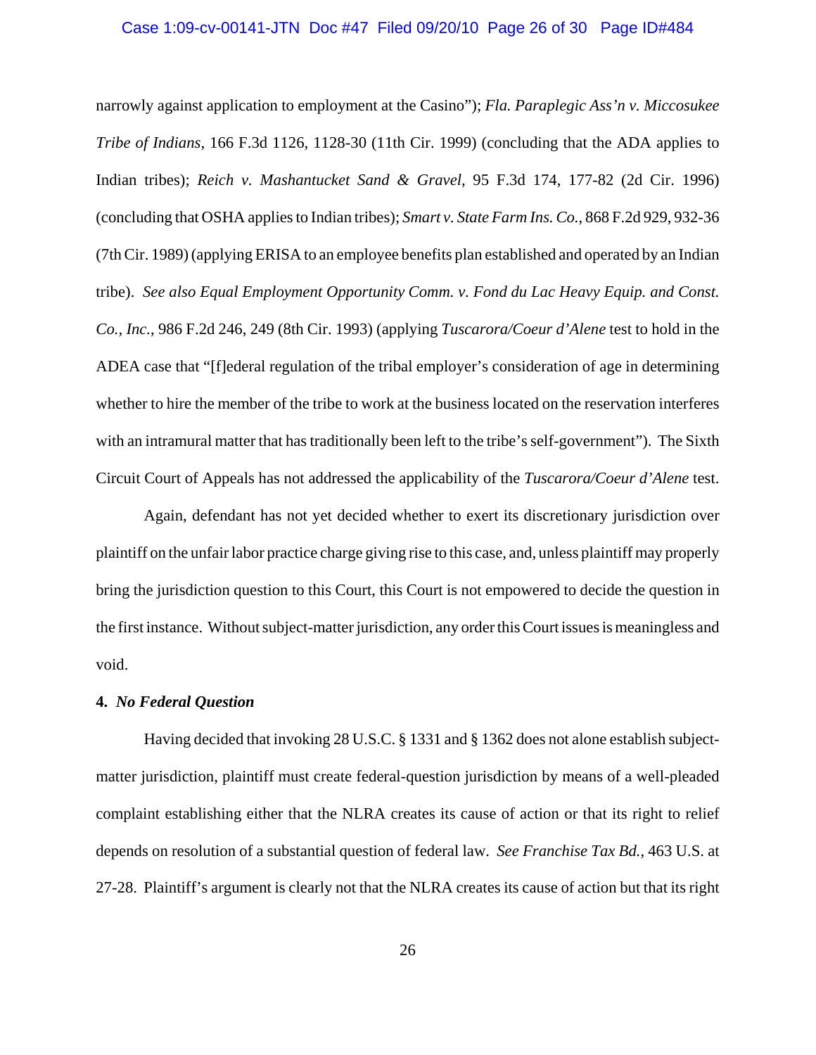narrowly against application to employment at the Casino"); *Fla. Paraplegic Ass'n v. Miccosukee Tribe of Indians*, 166 F.3d 1126, 1128-30 (11th Cir. 1999) (concluding that the ADA applies to Indian tribes); *Reich v. Mashantucket Sand & Gravel*, 95 F.3d 174, 177-82 (2d Cir. 1996) (concluding that OSHA applies to Indian tribes); *Smart v. State Farm Ins. Co.*, 868 F.2d 929, 932-36 (7th Cir. 1989) (applying ERISA to an employee benefits plan established and operated by an Indian tribe). *See also Equal Employment Opportunity Comm. v. Fond du Lac Heavy Equip. and Const. Co., Inc.*, 986 F.2d 246, 249 (8th Cir. 1993) (applying *Tuscarora/Coeur d'Alene* test to hold in the ADEA case that "[f]ederal regulation of the tribal employer's consideration of age in determining whether to hire the member of the tribe to work at the business located on the reservation interferes with an intramural matter that has traditionally been left to the tribe's self-government"). The Sixth Circuit Court of Appeals has not addressed the applicability of the *Tuscarora/Coeur d'Alene* test.

Again, defendant has not yet decided whether to exert its discretionary jurisdiction over plaintiff on the unfair labor practice charge giving rise to this case, and, unless plaintiff may properly bring the jurisdiction question to this Court, this Court is not empowered to decide the question in the first instance. Without subject-matter jurisdiction, any order this Court issues is meaningless and void.

**4. *No Federal Question***

Having decided that invoking 28 U.S.C. § 1331 and § 1362 does not alone establish subject-matter jurisdiction, plaintiff must create federal-question jurisdiction by means of a well-pleaded complaint establishing either that the NLRA creates its cause of action or that its right to relief depends on resolution of a substantial question of federal law. *See Franchise Tax Bd.*, 463 U.S. at 27-28. Plaintiff's argument is clearly not that the NLRA creates its cause of action but that its right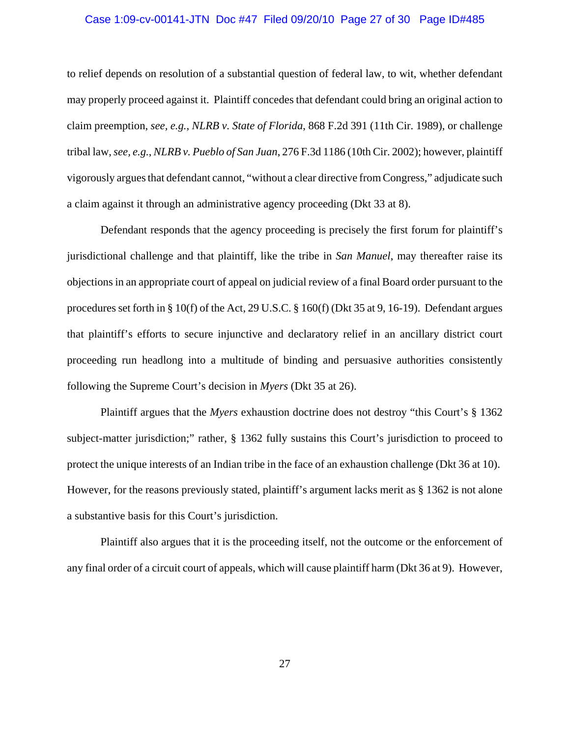to relief depends on resolution of a substantial question of federal law, to wit, whether defendant may properly proceed against it. Plaintiff concedes that defendant could bring an original action to claim preemption, *see, e.g.*, *NLRB v. State of Florida*, 868 F.2d 391 (11th Cir. 1989), or challenge tribal law, *see, e.g.*, *NLRB v. Pueblo of San Juan*, 276 F.3d 1186 (10th Cir. 2002); however, plaintiff vigorously argues that defendant cannot, "without a clear directive from Congress," adjudicate such a claim against it through an administrative agency proceeding (Dkt 33 at 8).

Defendant responds that the agency proceeding is precisely the first forum for plaintiff's jurisdictional challenge and that plaintiff, like the tribe in *San Manuel*, may thereafter raise its objections in an appropriate court of appeal on judicial review of a final Board order pursuant to the procedures set forth in § 10(f) of the Act, 29 U.S.C. § 160(f) (Dkt 35 at 9, 16-19). Defendant argues that plaintiff's efforts to secure injunctive and declaratory relief in an ancillary district court proceeding run headlong into a multitude of binding and persuasive authorities consistently following the Supreme Court's decision in *Myers* (Dkt 35 at 26).

Plaintiff argues that the *Myers* exhaustion doctrine does not destroy "this Court's § 1362 subject-matter jurisdiction;" rather, § 1362 fully sustains this Court's jurisdiction to proceed to protect the unique interests of an Indian tribe in the face of an exhaustion challenge (Dkt 36 at 10). However, for the reasons previously stated, plaintiff's argument lacks merit as § 1362 is not alone a substantive basis for this Court's jurisdiction.

Plaintiff also argues that it is the proceeding itself, not the outcome or the enforcement of any final order of a circuit court of appeals, which will cause plaintiff harm (Dkt 36 at 9). However,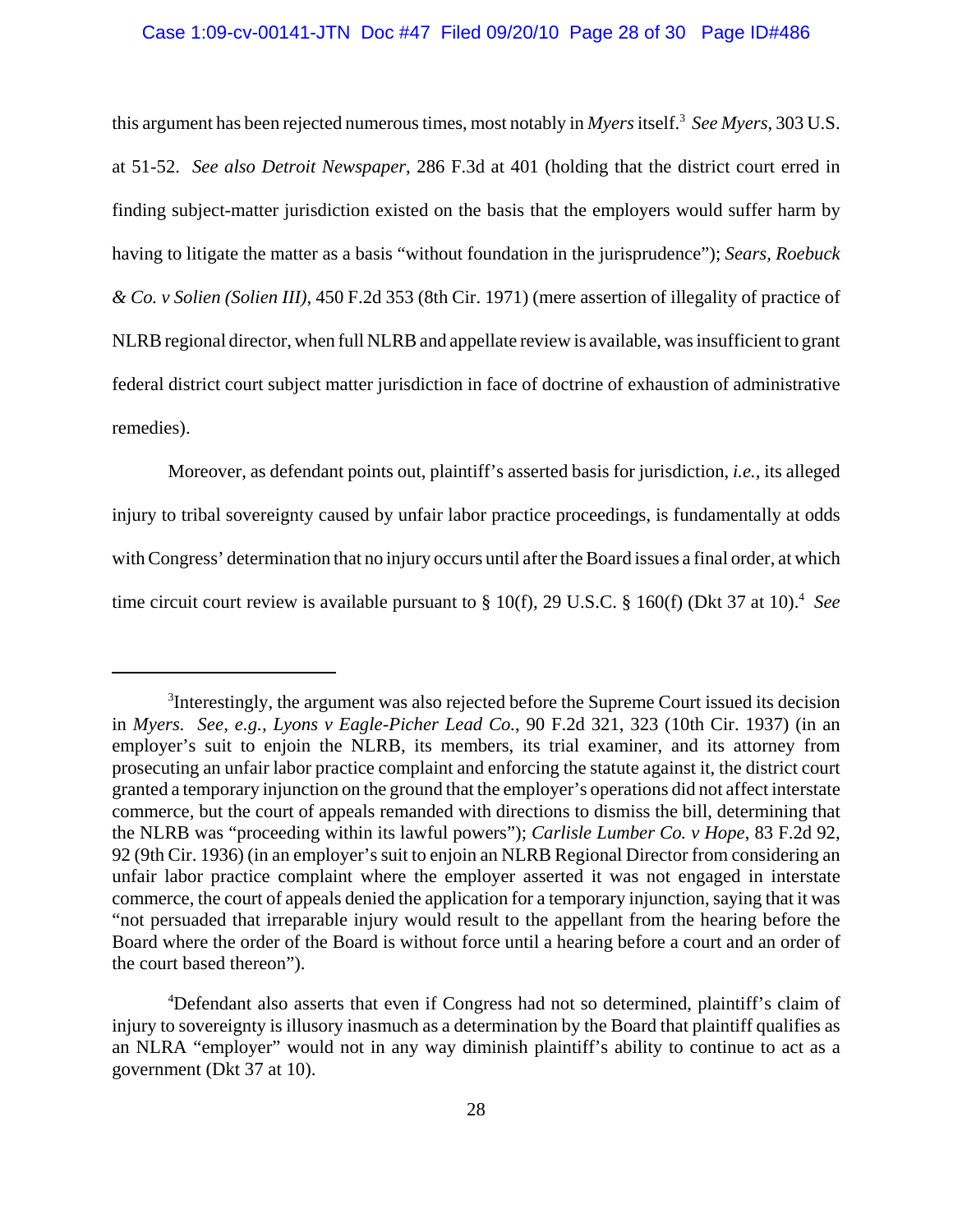this argument has been rejected numerous times, most notably in *Myers* itself.[3] *See Myers*, 303 U.S. at 51-52. *See also Detroit Newspaper*, 286 F.3d at 401 (holding that the district court erred in finding subject-matter jurisdiction existed on the basis that the employers would suffer harm by having to litigate the matter as a basis "without foundation in the jurisprudence"); *Sears, Roebuck & Co. v Solien (Solien III)*, 450 F.2d 353 (8th Cir. 1971) (mere assertion of illegality of practice of NLRB regional director, when full NLRB and appellate review is available, was insufficient to grant federal district court subject matter jurisdiction in face of doctrine of exhaustion of administrative remedies).

Moreover, as defendant points out, plaintiff's asserted basis for jurisdiction, *i.e.*, its alleged injury to tribal sovereignty caused by unfair labor practice proceedings, is fundamentally at odds with Congress' determination that no injury occurs until after the Board issues a final order, at which time circuit court review is available pursuant to § 10(f), 29 U.S.C. § 160(f) (Dkt 37 at 10).[4] *See*

---

[3]Interestingly, the argument was also rejected before the Supreme Court issued its decision in *Myers*. *See, e.g.*, *Lyons v Eagle-Picher Lead Co.*, 90 F.2d 321, 323 (10th Cir. 1937) (in an employer's suit to enjoin the NLRB, its members, its trial examiner, and its attorney from prosecuting an unfair labor practice complaint and enforcing the statute against it, the district court granted a temporary injunction on the ground that the employer's operations did not affect interstate commerce, but the court of appeals remanded with directions to dismiss the bill, determining that the NLRB was "proceeding within its lawful powers"); *Carlisle Lumber Co. v Hope*, 83 F.2d 92, 92 (9th Cir. 1936) (in an employer's suit to enjoin an NLRB Regional Director from considering an unfair labor practice complaint where the employer asserted it was not engaged in interstate commerce, the court of appeals denied the application for a temporary injunction, saying that it was "not persuaded that irreparable injury would result to the appellant from the hearing before the Board where the order of the Board is without force until a hearing before a court and an order of the court based thereon").

[4]Defendant also asserts that even if Congress had not so determined, plaintiff's claim of injury to sovereignty is illusory inasmuch as a determination by the Board that plaintiff qualifies as an NLRA "employer" would not in any way diminish plaintiff's ability to continue to act as a government (Dkt 37 at 10).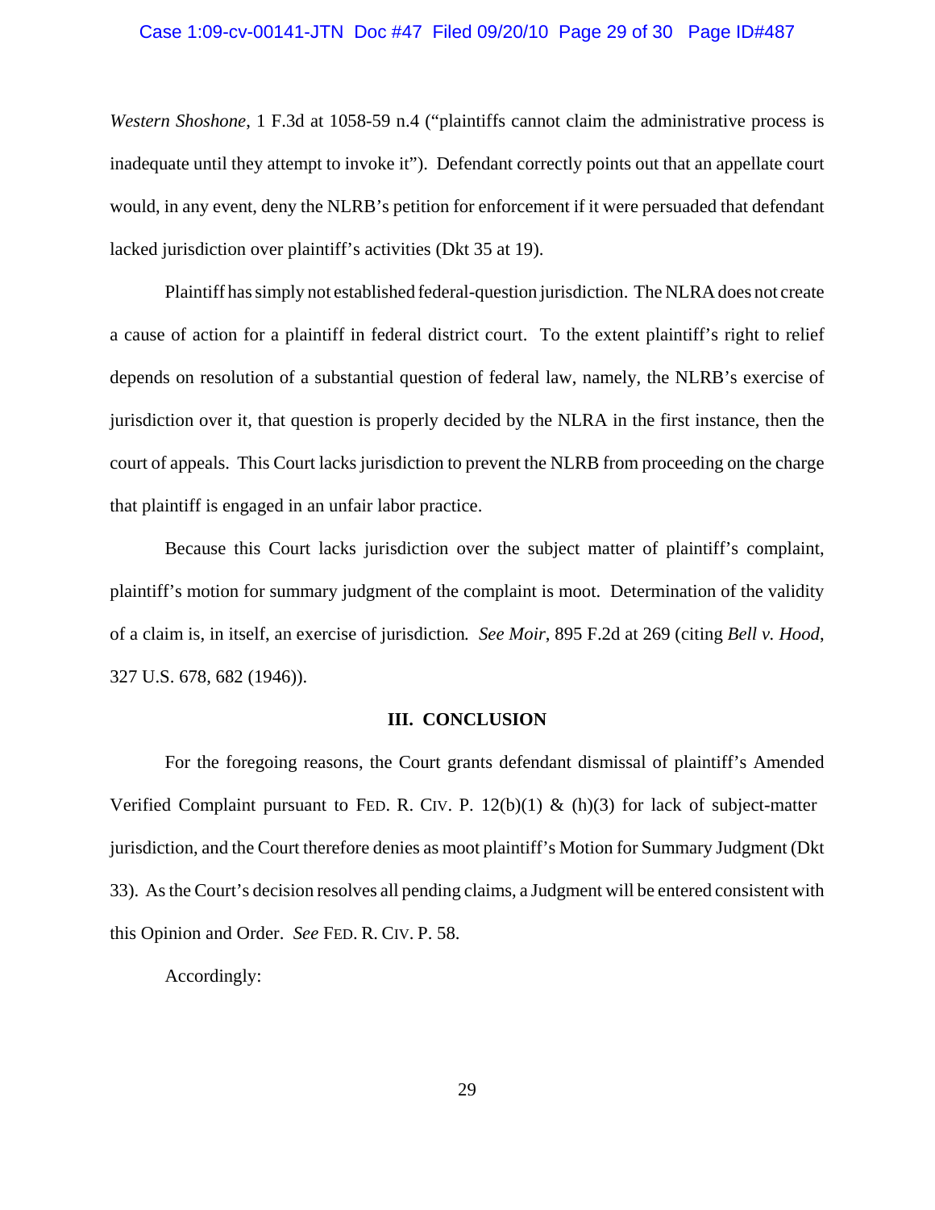*Western Shoshone*, 1 F.3d at 1058-59 n.4 ("plaintiffs cannot claim the administrative process is inadequate until they attempt to invoke it"). Defendant correctly points out that an appellate court would, in any event, deny the NLRB's petition for enforcement if it were persuaded that defendant lacked jurisdiction over plaintiff's activities (Dkt 35 at 19).

Plaintiff has simply not established federal-question jurisdiction. The NLRA does not create a cause of action for a plaintiff in federal district court. To the extent plaintiff's right to relief depends on resolution of a substantial question of federal law, namely, the NLRB's exercise of jurisdiction over it, that question is properly decided by the NLRA in the first instance, then the court of appeals. This Court lacks jurisdiction to prevent the NLRB from proceeding on the charge that plaintiff is engaged in an unfair labor practice.

Because this Court lacks jurisdiction over the subject matter of plaintiff's complaint, plaintiff's motion for summary judgment of the complaint is moot. Determination of the validity of a claim is, in itself, an exercise of jurisdiction. *See Moir*, 895 F.2d at 269 (citing *Bell v. Hood*, 327 U.S. 678, 682 (1946)).

### III. CONCLUSION

For the foregoing reasons, the Court grants defendant dismissal of plaintiff's Amended Verified Complaint pursuant to FED. R. CIV. P. 12(b)(1) & (h)(3) for lack of subject-matter jurisdiction, and the Court therefore denies as moot plaintiff's Motion for Summary Judgment (Dkt 33). As the Court's decision resolves all pending claims, a Judgment will be entered consistent with this Opinion and Order. *See* FED. R. CIV. P. 58.

Accordingly: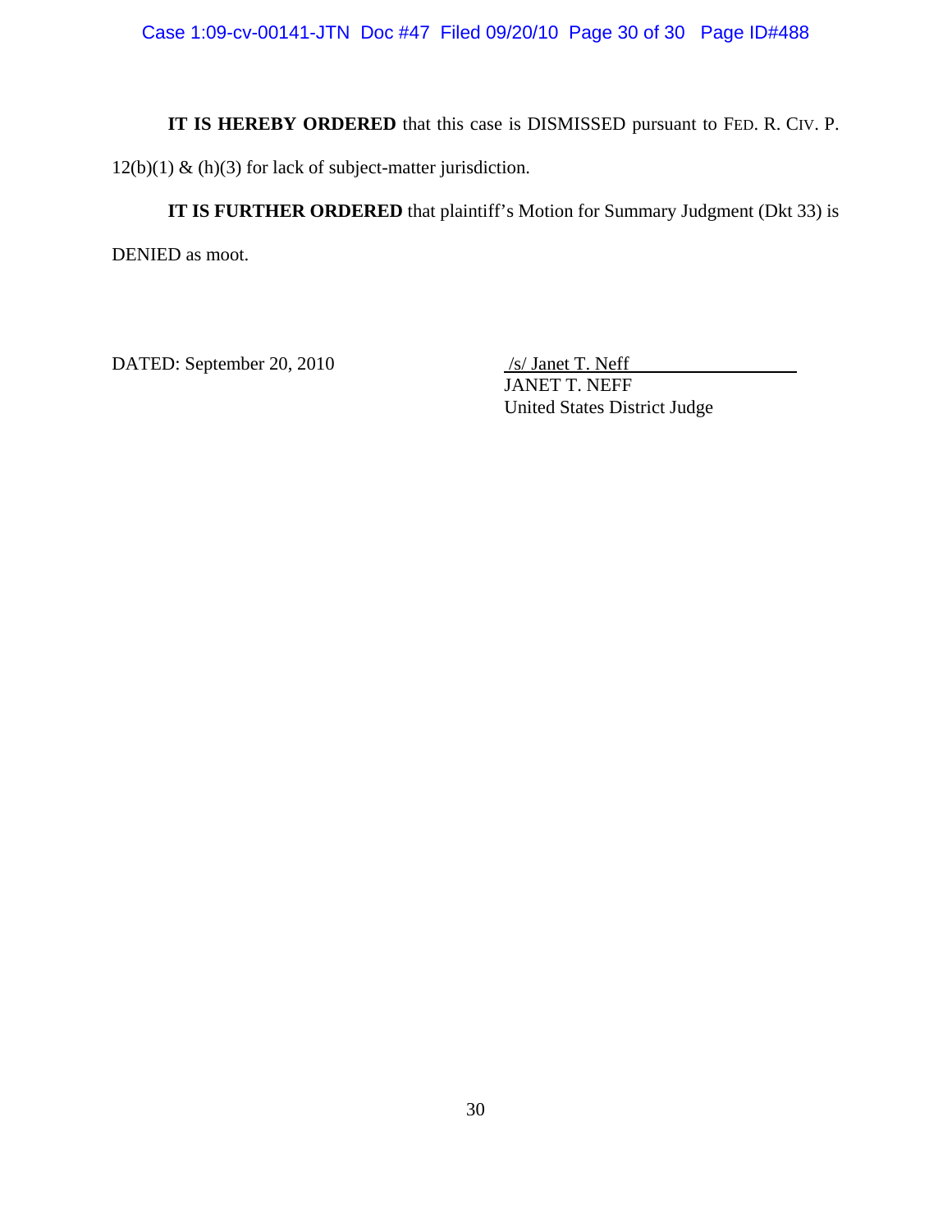**IT IS HEREBY ORDERED** that this case is DISMISSED pursuant to FED. R. CIV. P. 12(b)(1) & (h)(3) for lack of subject-matter jurisdiction.

**IT IS FURTHER ORDERED** that plaintiff's Motion for Summary Judgment (Dkt 33) is DENIED as moot.

DATED: September 20, 2010

/s/ Janet T. Neff
JANET T. NEFF
United States District Judge